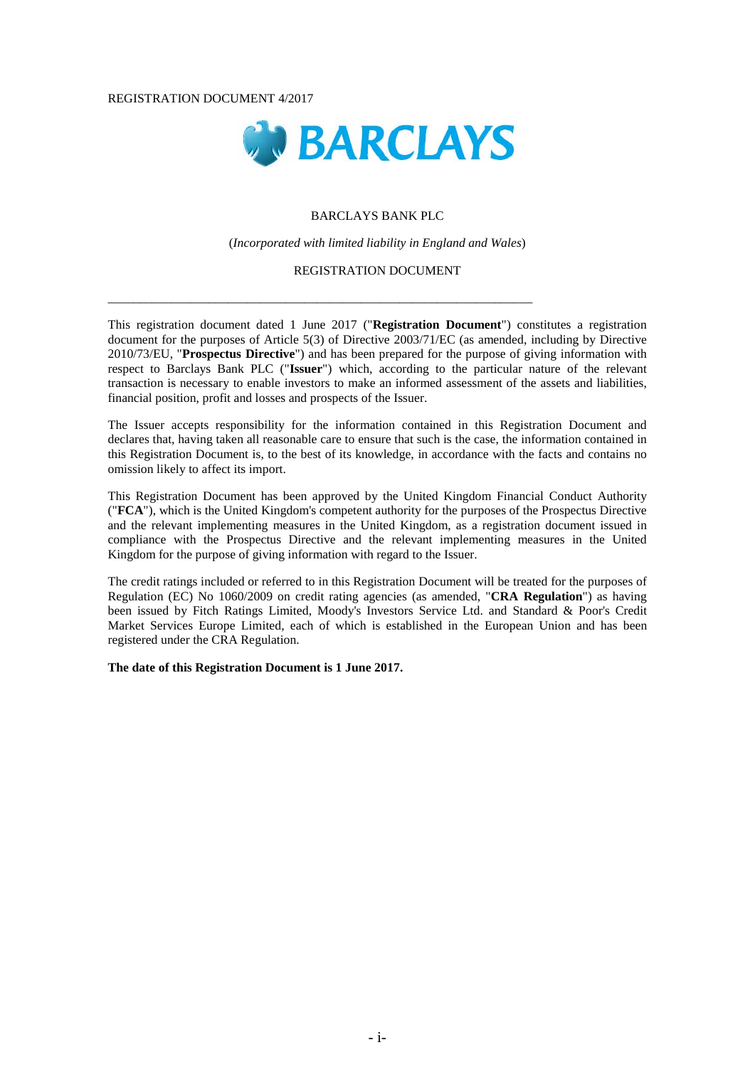REGISTRATION DOCUMENT 4/2017

BARCLAYS

BARCLAYS BANK PLC

(*Incorporated with limited liability in England and Wales*)

REGISTRATION DOCUMENT

---

This registration document dated 1 June 2017 ("**Registration Document**") constitutes a registration document for the purposes of Article 5(3) of Directive 2003/71/EC (as amended, including by Directive 2010/73/EU, "**Prospectus Directive**") and has been prepared for the purpose of giving information with respect to Barclays Bank PLC ("**Issuer**") which, according to the particular nature of the relevant transaction is necessary to enable investors to make an informed assessment of the assets and liabilities, financial position, profit and losses and prospects of the Issuer.

The Issuer accepts responsibility for the information contained in this Registration Document and declares that, having taken all reasonable care to ensure that such is the case, the information contained in this Registration Document is, to the best of its knowledge, in accordance with the facts and contains no omission likely to affect its import.

This Registration Document has been approved by the United Kingdom Financial Conduct Authority ("**FCA**"), which is the United Kingdom's competent authority for the purposes of the Prospectus Directive and the relevant implementing measures in the United Kingdom, as a registration document issued in compliance with the Prospectus Directive and the relevant implementing measures in the United Kingdom for the purpose of giving information with regard to the Issuer.

The credit ratings included or referred to in this Registration Document will be treated for the purposes of Regulation (EC) No 1060/2009 on credit rating agencies (as amended, "**CRA Regulation**") as having been issued by Fitch Ratings Limited, Moody's Investors Service Ltd. and Standard & Poor's Credit Market Services Europe Limited, each of which is established in the European Union and has been registered under the CRA Regulation.

**The date of this Registration Document is 1 June 2017.**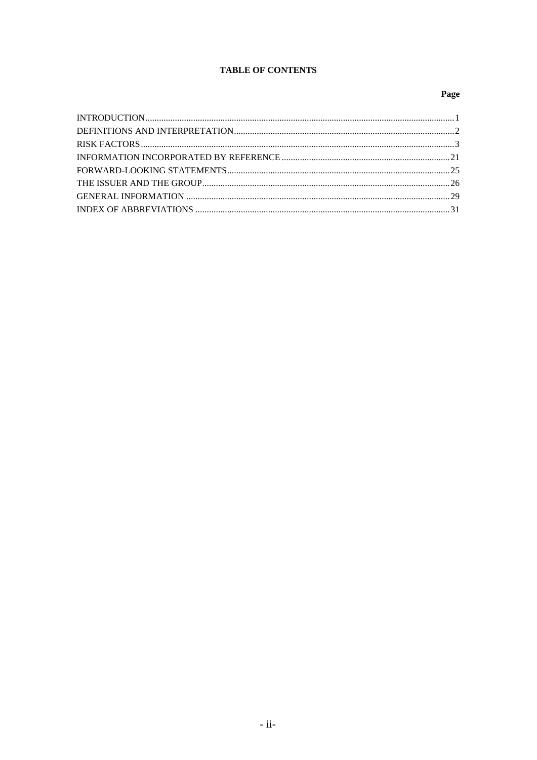# TABLE OF CONTENTS

| | Page |
|---|---|
| INTRODUCTION | 1 |
| DEFINITIONS AND INTERPRETATION | 2 |
| RISK FACTORS | 3 |
| INFORMATION INCORPORATED BY REFERENCE | 21 |
| FORWARD-LOOKING STATEMENTS | 25 |
| THE ISSUER AND THE GROUP | 26 |
| GENERAL INFORMATION | 29 |
| INDEX OF ABBREVIATIONS | 31 |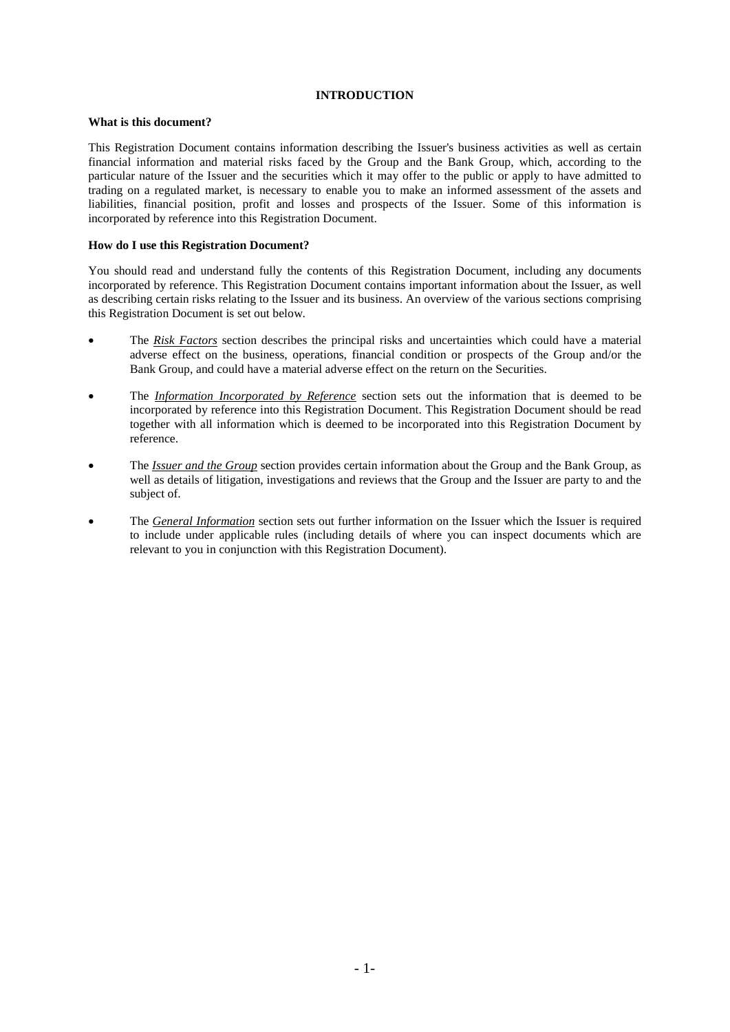# INTRODUCTION

**What is this document?**

This Registration Document contains information describing the Issuer's business activities as well as certain financial information and material risks faced by the Group and the Bank Group, which, according to the particular nature of the Issuer and the securities which it may offer to the public or apply to have admitted to trading on a regulated market, is necessary to enable you to make an informed assessment of the assets and liabilities, financial position, profit and losses and prospects of the Issuer. Some of this information is incorporated by reference into this Registration Document.

**How do I use this Registration Document?**

You should read and understand fully the contents of this Registration Document, including any documents incorporated by reference. This Registration Document contains important information about the Issuer, as well as describing certain risks relating to the Issuer and its business. An overview of the various sections comprising this Registration Document is set out below.

- The ***Risk Factors*** section describes the principal risks and uncertainties which could have a material adverse effect on the business, operations, financial condition or prospects of the Group and/or the Bank Group, and could have a material adverse effect on the return on the Securities.
- The ***Information Incorporated by Reference*** section sets out the information that is deemed to be incorporated by reference into this Registration Document. This Registration Document should be read together with all information which is deemed to be incorporated into this Registration Document by reference.
- The ***Issuer and the Group*** section provides certain information about the Group and the Bank Group, as well as details of litigation, investigations and reviews that the Group and the Issuer are party to and the subject of.
- The ***General Information*** section sets out further information on the Issuer which the Issuer is required to include under applicable rules (including details of where you can inspect documents which are relevant to you in conjunction with this Registration Document).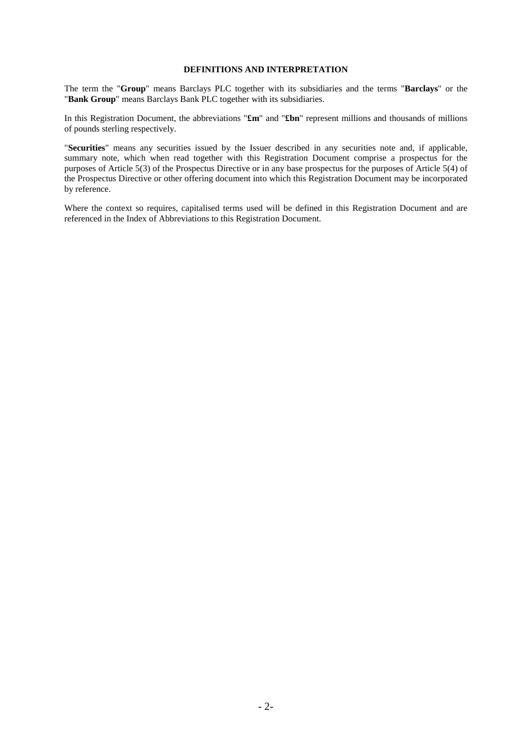## DEFINITIONS AND INTERPRETATION

The term the "**Group**" means Barclays PLC together with its subsidiaries and the terms "**Barclays**" or the "**Bank Group**" means Barclays Bank PLC together with its subsidiaries.

In this Registration Document, the abbreviations "**£m**" and "**£bn**" represent millions and thousands of millions of pounds sterling respectively.

"**Securities**" means any securities issued by the Issuer described in any securities note and, if applicable, summary note, which when read together with this Registration Document comprise a prospectus for the purposes of Article 5(3) of the Prospectus Directive or in any base prospectus for the purposes of Article 5(4) of the Prospectus Directive or other offering document into which this Registration Document may be incorporated by reference.

Where the context so requires, capitalised terms used will be defined in this Registration Document and are referenced in the Index of Abbreviations to this Registration Document.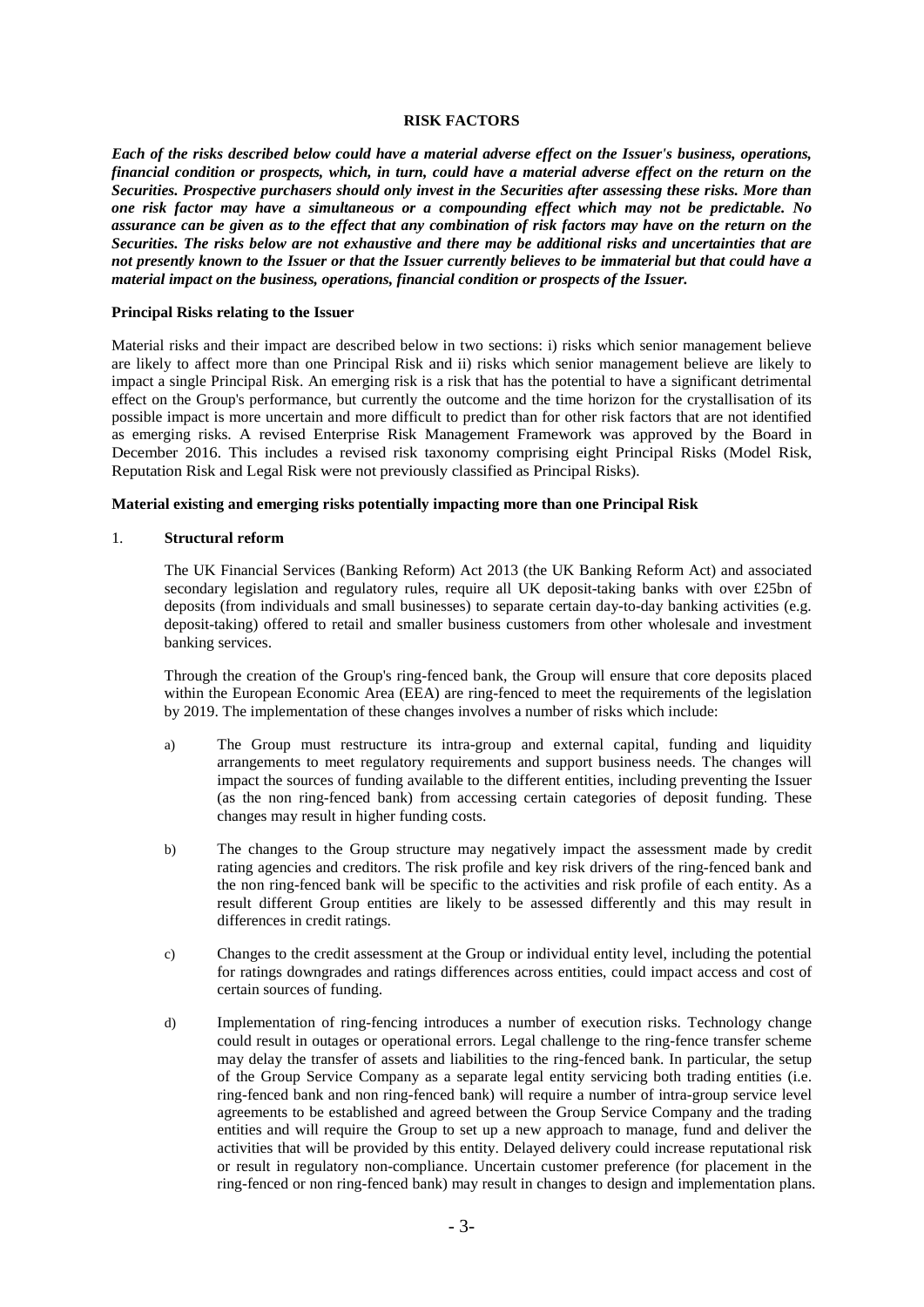## RISK FACTORS

***Each of the risks described below could have a material adverse effect on the Issuer's business, operations, financial condition or prospects, which, in turn, could have a material adverse effect on the return on the Securities. Prospective purchasers should only invest in the Securities after assessing these risks. More than one risk factor may have a simultaneous or a compounding effect which may not be predictable. No assurance can be given as to the effect that any combination of risk factors may have on the return on the Securities. The risks below are not exhaustive and there may be additional risks and uncertainties that are not presently known to the Issuer or that the Issuer currently believes to be immaterial but that could have a material impact on the business, operations, financial condition or prospects of the Issuer.***

### Principal Risks relating to the Issuer

Material risks and their impact are described below in two sections: i) risks which senior management believe are likely to affect more than one Principal Risk and ii) risks which senior management believe are likely to impact a single Principal Risk. An emerging risk is a risk that has the potential to have a significant detrimental effect on the Group's performance, but currently the outcome and the time horizon for the crystallisation of its possible impact is more uncertain and more difficult to predict than for other risk factors that are not identified as emerging risks. A revised Enterprise Risk Management Framework was approved by the Board in December 2016. This includes a revised risk taxonomy comprising eight Principal Risks (Model Risk, Reputation Risk and Legal Risk were not previously classified as Principal Risks).

### Material existing and emerging risks potentially impacting more than one Principal Risk

1. **Structural reform**

   The UK Financial Services (Banking Reform) Act 2013 (the UK Banking Reform Act) and associated secondary legislation and regulatory rules, require all UK deposit-taking banks with over £25bn of deposits (from individuals and small businesses) to separate certain day-to-day banking activities (e.g. deposit-taking) offered to retail and smaller business customers from other wholesale and investment banking services.

   Through the creation of the Group's ring-fenced bank, the Group will ensure that core deposits placed within the European Economic Area (EEA) are ring-fenced to meet the requirements of the legislation by 2019. The implementation of these changes involves a number of risks which include:

   a) The Group must restructure its intra-group and external capital, funding and liquidity arrangements to meet regulatory requirements and support business needs. The changes will impact the sources of funding available to the different entities, including preventing the Issuer (as the non ring-fenced bank) from accessing certain categories of deposit funding. These changes may result in higher funding costs.

   b) The changes to the Group structure may negatively impact the assessment made by credit rating agencies and creditors. The risk profile and key risk drivers of the ring-fenced bank and the non ring-fenced bank will be specific to the activities and risk profile of each entity. As a result different Group entities are likely to be assessed differently and this may result in differences in credit ratings.

   c) Changes to the credit assessment at the Group or individual entity level, including the potential for ratings downgrades and ratings differences across entities, could impact access and cost of certain sources of funding.

   d) Implementation of ring-fencing introduces a number of execution risks. Technology change could result in outages or operational errors. Legal challenge to the ring-fence transfer scheme may delay the transfer of assets and liabilities to the ring-fenced bank. In particular, the setup of the Group Service Company as a separate legal entity servicing both trading entities (i.e. ring-fenced bank and non ring-fenced bank) will require a number of intra-group service level agreements to be established and agreed between the Group Service Company and the trading entities and will require the Group to set up a new approach to manage, fund and deliver the activities that will be provided by this entity. Delayed delivery could increase reputational risk or result in regulatory non-compliance. Uncertain customer preference (for placement in the ring-fenced or non ring-fenced bank) may result in changes to design and implementation plans.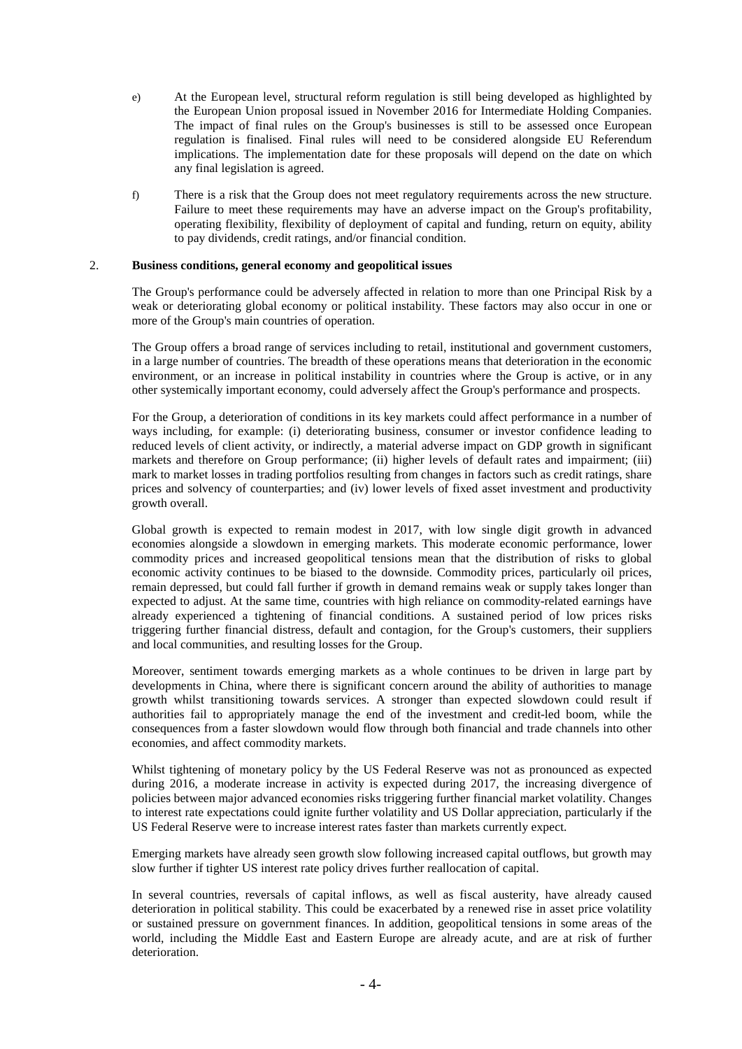e) At the European level, structural reform regulation is still being developed as highlighted by the European Union proposal issued in November 2016 for Intermediate Holding Companies. The impact of final rules on the Group's businesses is still to be assessed once European regulation is finalised. Final rules will need to be considered alongside EU Referendum implications. The implementation date for these proposals will depend on the date on which any final legislation is agreed.

f) There is a risk that the Group does not meet regulatory requirements across the new structure. Failure to meet these requirements may have an adverse impact on the Group's profitability, operating flexibility, flexibility of deployment of capital and funding, return on equity, ability to pay dividends, credit ratings, and/or financial condition.

2. **Business conditions, general economy and geopolitical issues**

The Group's performance could be adversely affected in relation to more than one Principal Risk by a weak or deteriorating global economy or political instability. These factors may also occur in one or more of the Group's main countries of operation.

The Group offers a broad range of services including to retail, institutional and government customers, in a large number of countries. The breadth of these operations means that deterioration in the economic environment, or an increase in political instability in countries where the Group is active, or in any other systemically important economy, could adversely affect the Group's performance and prospects.

For the Group, a deterioration of conditions in its key markets could affect performance in a number of ways including, for example: (i) deteriorating business, consumer or investor confidence leading to reduced levels of client activity, or indirectly, a material adverse impact on GDP growth in significant markets and therefore on Group performance; (ii) higher levels of default rates and impairment; (iii) mark to market losses in trading portfolios resulting from changes in factors such as credit ratings, share prices and solvency of counterparties; and (iv) lower levels of fixed asset investment and productivity growth overall.

Global growth is expected to remain modest in 2017, with low single digit growth in advanced economies alongside a slowdown in emerging markets. This moderate economic performance, lower commodity prices and increased geopolitical tensions mean that the distribution of risks to global economic activity continues to be biased to the downside. Commodity prices, particularly oil prices, remain depressed, but could fall further if growth in demand remains weak or supply takes longer than expected to adjust. At the same time, countries with high reliance on commodity-related earnings have already experienced a tightening of financial conditions. A sustained period of low prices risks triggering further financial distress, default and contagion, for the Group's customers, their suppliers and local communities, and resulting losses for the Group.

Moreover, sentiment towards emerging markets as a whole continues to be driven in large part by developments in China, where there is significant concern around the ability of authorities to manage growth whilst transitioning towards services. A stronger than expected slowdown could result if authorities fail to appropriately manage the end of the investment and credit-led boom, while the consequences from a faster slowdown would flow through both financial and trade channels into other economies, and affect commodity markets.

Whilst tightening of monetary policy by the US Federal Reserve was not as pronounced as expected during 2016, a moderate increase in activity is expected during 2017, the increasing divergence of policies between major advanced economies risks triggering further financial market volatility. Changes to interest rate expectations could ignite further volatility and US Dollar appreciation, particularly if the US Federal Reserve were to increase interest rates faster than markets currently expect.

Emerging markets have already seen growth slow following increased capital outflows, but growth may slow further if tighter US interest rate policy drives further reallocation of capital.

In several countries, reversals of capital inflows, as well as fiscal austerity, have already caused deterioration in political stability. This could be exacerbated by a renewed rise in asset price volatility or sustained pressure on government finances. In addition, geopolitical tensions in some areas of the world, including the Middle East and Eastern Europe are already acute, and are at risk of further deterioration.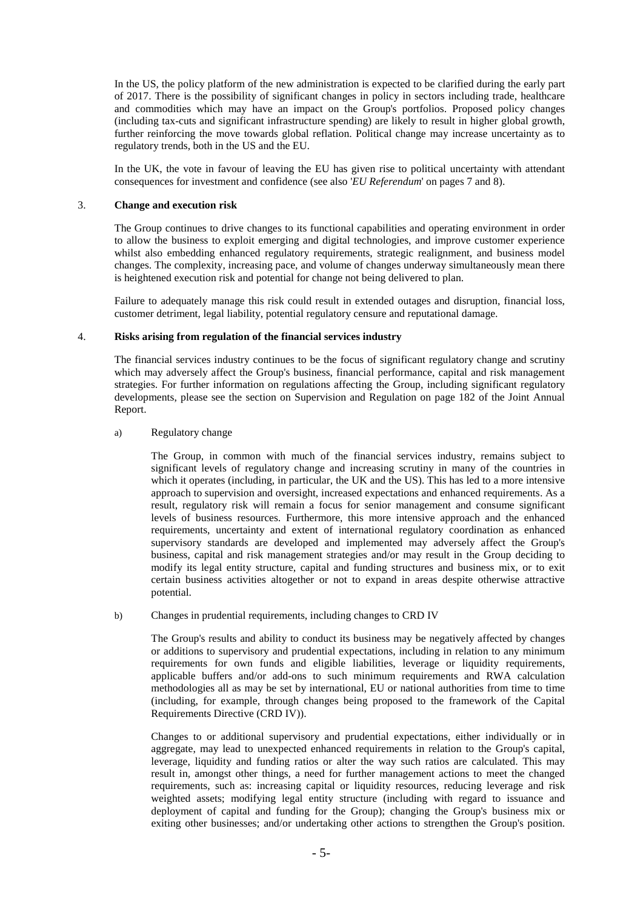In the US, the policy platform of the new administration is expected to be clarified during the early part of 2017. There is the possibility of significant changes in policy in sectors including trade, healthcare and commodities which may have an impact on the Group's portfolios. Proposed policy changes (including tax-cuts and significant infrastructure spending) are likely to result in higher global growth, further reinforcing the move towards global reflation. Political change may increase uncertainty as to regulatory trends, both in the US and the EU.

In the UK, the vote in favour of leaving the EU has given rise to political uncertainty with attendant consequences for investment and confidence (see also '*EU Referendum*' on pages 7 and 8).

### 3. Change and execution risk

The Group continues to drive changes to its functional capabilities and operating environment in order to allow the business to exploit emerging and digital technologies, and improve customer experience whilst also embedding enhanced regulatory requirements, strategic realignment, and business model changes. The complexity, increasing pace, and volume of changes underway simultaneously mean there is heightened execution risk and potential for change not being delivered to plan.

Failure to adequately manage this risk could result in extended outages and disruption, financial loss, customer detriment, legal liability, potential regulatory censure and reputational damage.

### 4. Risks arising from regulation of the financial services industry

The financial services industry continues to be the focus of significant regulatory change and scrutiny which may adversely affect the Group's business, financial performance, capital and risk management strategies. For further information on regulations affecting the Group, including significant regulatory developments, please see the section on Supervision and Regulation on page 182 of the Joint Annual Report.

a) Regulatory change

The Group, in common with much of the financial services industry, remains subject to significant levels of regulatory change and increasing scrutiny in many of the countries in which it operates (including, in particular, the UK and the US). This has led to a more intensive approach to supervision and oversight, increased expectations and enhanced requirements. As a result, regulatory risk will remain a focus for senior management and consume significant levels of business resources. Furthermore, this more intensive approach and the enhanced requirements, uncertainty and extent of international regulatory coordination as enhanced supervisory standards are developed and implemented may adversely affect the Group's business, capital and risk management strategies and/or may result in the Group deciding to modify its legal entity structure, capital and funding structures and business mix, or to exit certain business activities altogether or not to expand in areas despite otherwise attractive potential.

b) Changes in prudential requirements, including changes to CRD IV

The Group's results and ability to conduct its business may be negatively affected by changes or additions to supervisory and prudential expectations, including in relation to any minimum requirements for own funds and eligible liabilities, leverage or liquidity requirements, applicable buffers and/or add-ons to such minimum requirements and RWA calculation methodologies all as may be set by international, EU or national authorities from time to time (including, for example, through changes being proposed to the framework of the Capital Requirements Directive (CRD IV)).

Changes to or additional supervisory and prudential expectations, either individually or in aggregate, may lead to unexpected enhanced requirements in relation to the Group's capital, leverage, liquidity and funding ratios or alter the way such ratios are calculated. This may result in, amongst other things, a need for further management actions to meet the changed requirements, such as: increasing capital or liquidity resources, reducing leverage and risk weighted assets; modifying legal entity structure (including with regard to issuance and deployment of capital and funding for the Group); changing the Group's business mix or exiting other businesses; and/or undertaking other actions to strengthen the Group's position.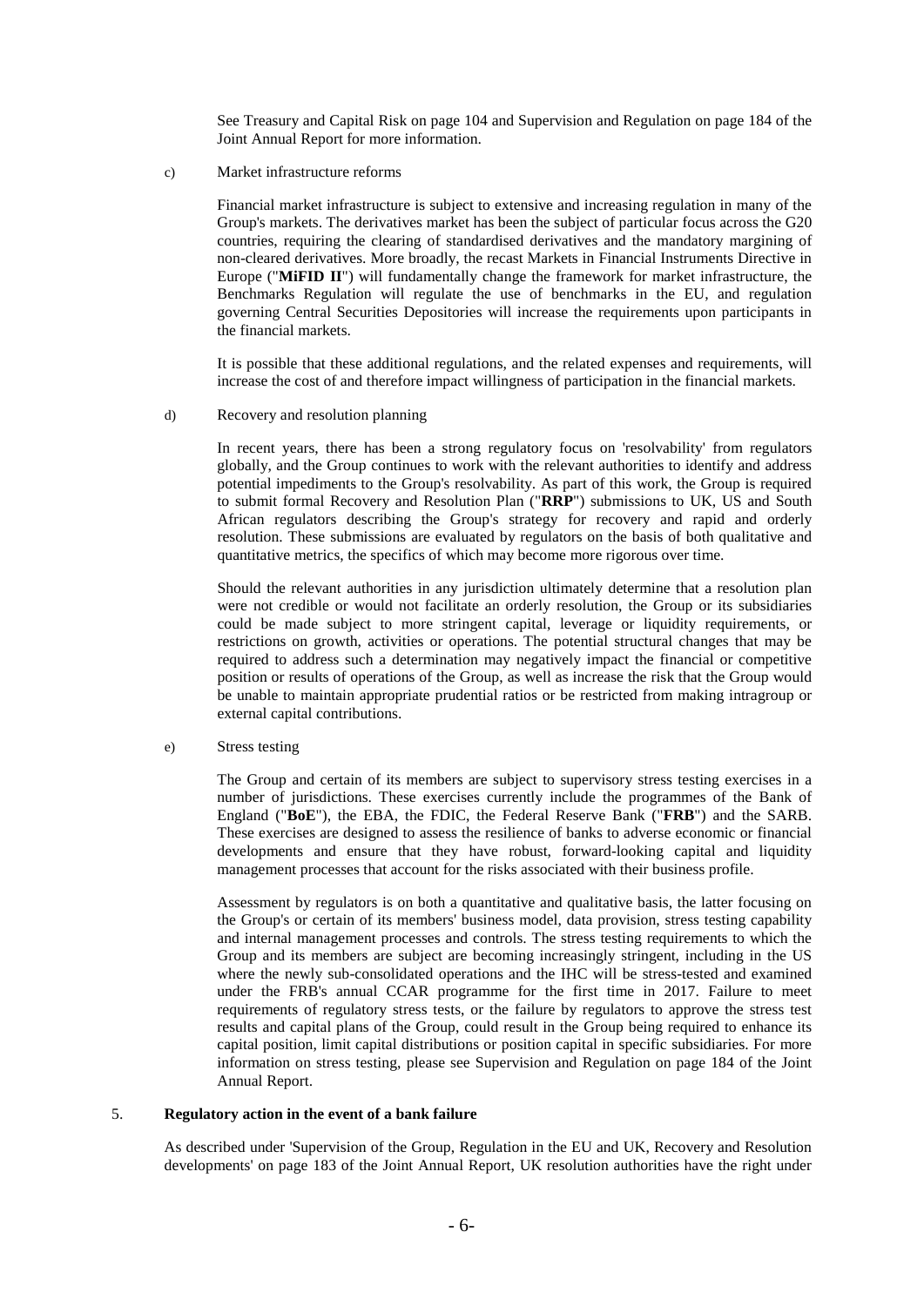See Treasury and Capital Risk on page 104 and Supervision and Regulation on page 184 of the Joint Annual Report for more information.

c) Market infrastructure reforms

Financial market infrastructure is subject to extensive and increasing regulation in many of the Group's markets. The derivatives market has been the subject of particular focus across the G20 countries, requiring the clearing of standardised derivatives and the mandatory margining of non-cleared derivatives. More broadly, the recast Markets in Financial Instruments Directive in Europe ("**MiFID II**") will fundamentally change the framework for market infrastructure, the Benchmarks Regulation will regulate the use of benchmarks in the EU, and regulation governing Central Securities Depositories will increase the requirements upon participants in the financial markets.

It is possible that these additional regulations, and the related expenses and requirements, will increase the cost of and therefore impact willingness of participation in the financial markets.

d) Recovery and resolution planning

In recent years, there has been a strong regulatory focus on 'resolvability' from regulators globally, and the Group continues to work with the relevant authorities to identify and address potential impediments to the Group's resolvability. As part of this work, the Group is required to submit formal Recovery and Resolution Plan ("**RRP**") submissions to UK, US and South African regulators describing the Group's strategy for recovery and rapid and orderly resolution. These submissions are evaluated by regulators on the basis of both qualitative and quantitative metrics, the specifics of which may become more rigorous over time.

Should the relevant authorities in any jurisdiction ultimately determine that a resolution plan were not credible or would not facilitate an orderly resolution, the Group or its subsidiaries could be made subject to more stringent capital, leverage or liquidity requirements, or restrictions on growth, activities or operations. The potential structural changes that may be required to address such a determination may negatively impact the financial or competitive position or results of operations of the Group, as well as increase the risk that the Group would be unable to maintain appropriate prudential ratios or be restricted from making intragroup or external capital contributions.

e) Stress testing

The Group and certain of its members are subject to supervisory stress testing exercises in a number of jurisdictions. These exercises currently include the programmes of the Bank of England ("**BoE**"), the EBA, the FDIC, the Federal Reserve Bank ("**FRB**") and the SARB. These exercises are designed to assess the resilience of banks to adverse economic or financial developments and ensure that they have robust, forward-looking capital and liquidity management processes that account for the risks associated with their business profile.

Assessment by regulators is on both a quantitative and qualitative basis, the latter focusing on the Group's or certain of its members' business model, data provision, stress testing capability and internal management processes and controls. The stress testing requirements to which the Group and its members are subject are becoming increasingly stringent, including in the US where the newly sub-consolidated operations and the IHC will be stress-tested and examined under the FRB's annual CCAR programme for the first time in 2017. Failure to meet requirements of regulatory stress tests, or the failure by regulators to approve the stress test results and capital plans of the Group, could result in the Group being required to enhance its capital position, limit capital distributions or position capital in specific subsidiaries. For more information on stress testing, please see Supervision and Regulation on page 184 of the Joint Annual Report.

5. **Regulatory action in the event of a bank failure**

As described under 'Supervision of the Group, Regulation in the EU and UK, Recovery and Resolution developments' on page 183 of the Joint Annual Report, UK resolution authorities have the right under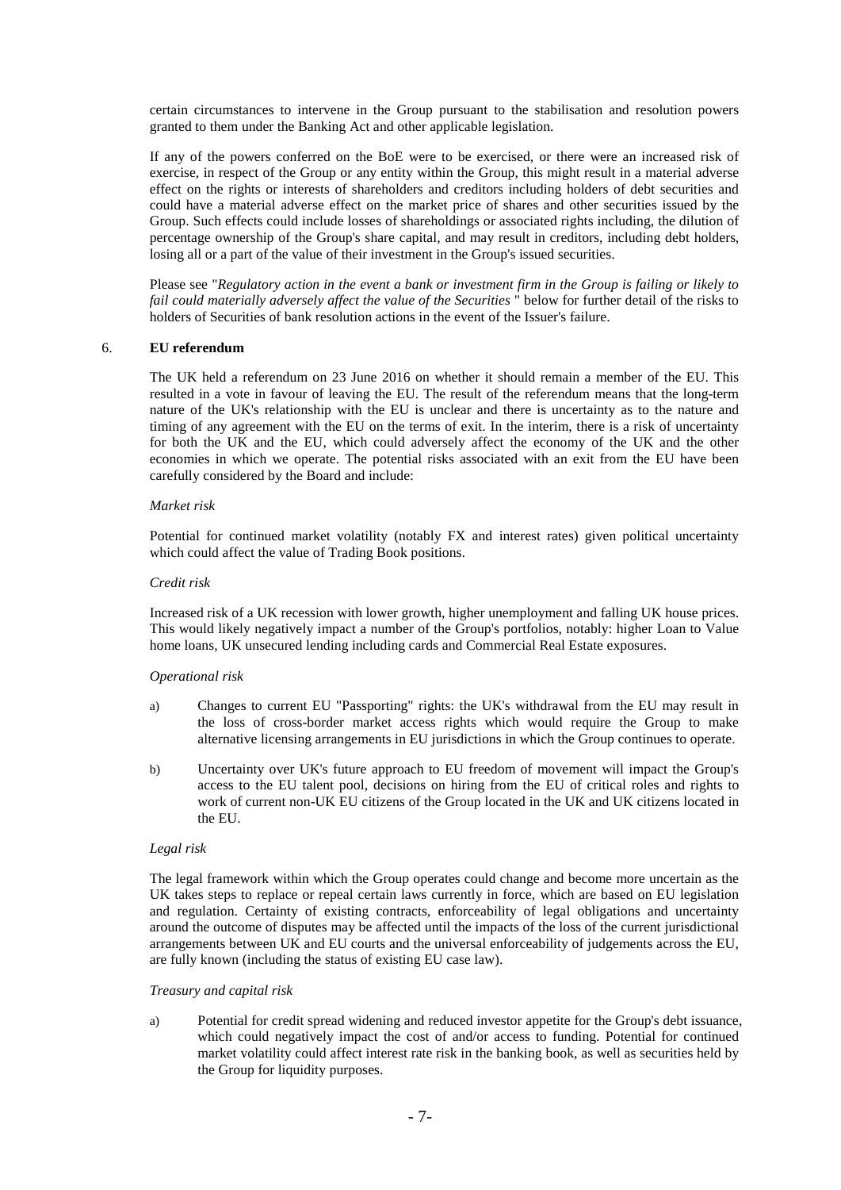certain circumstances to intervene in the Group pursuant to the stabilisation and resolution powers granted to them under the Banking Act and other applicable legislation.

If any of the powers conferred on the BoE were to be exercised, or there were an increased risk of exercise, in respect of the Group or any entity within the Group, this might result in a material adverse effect on the rights or interests of shareholders and creditors including holders of debt securities and could have a material adverse effect on the market price of shares and other securities issued by the Group. Such effects could include losses of shareholdings or associated rights including, the dilution of percentage ownership of the Group's share capital, and may result in creditors, including debt holders, losing all or a part of the value of their investment in the Group's issued securities.

Please see "*Regulatory action in the event a bank or investment firm in the Group is failing or likely to fail could materially adversely affect the value of the Securities* " below for further detail of the risks to holders of Securities of bank resolution actions in the event of the Issuer's failure.

### 6. **EU referendum**

The UK held a referendum on 23 June 2016 on whether it should remain a member of the EU. This resulted in a vote in favour of leaving the EU. The result of the referendum means that the long-term nature of the UK's relationship with the EU is unclear and there is uncertainty as to the nature and timing of any agreement with the EU on the terms of exit. In the interim, there is a risk of uncertainty for both the UK and the EU, which could adversely affect the economy of the UK and the other economies in which we operate. The potential risks associated with an exit from the EU have been carefully considered by the Board and include:

*Market risk*

Potential for continued market volatility (notably FX and interest rates) given political uncertainty which could affect the value of Trading Book positions.

*Credit risk*

Increased risk of a UK recession with lower growth, higher unemployment and falling UK house prices. This would likely negatively impact a number of the Group's portfolios, notably: higher Loan to Value home loans, UK unsecured lending including cards and Commercial Real Estate exposures.

*Operational risk*

a) Changes to current EU "Passporting" rights: the UK's withdrawal from the EU may result in the loss of cross-border market access rights which would require the Group to make alternative licensing arrangements in EU jurisdictions in which the Group continues to operate.

b) Uncertainty over UK's future approach to EU freedom of movement will impact the Group's access to the EU talent pool, decisions on hiring from the EU of critical roles and rights to work of current non-UK EU citizens of the Group located in the UK and UK citizens located in the EU.

*Legal risk*

The legal framework within which the Group operates could change and become more uncertain as the UK takes steps to replace or repeal certain laws currently in force, which are based on EU legislation and regulation. Certainty of existing contracts, enforceability of legal obligations and uncertainty around the outcome of disputes may be affected until the impacts of the loss of the current jurisdictional arrangements between UK and EU courts and the universal enforceability of judgements across the EU, are fully known (including the status of existing EU case law).

*Treasury and capital risk*

a) Potential for credit spread widening and reduced investor appetite for the Group's debt issuance, which could negatively impact the cost of and/or access to funding. Potential for continued market volatility could affect interest rate risk in the banking book, as well as securities held by the Group for liquidity purposes.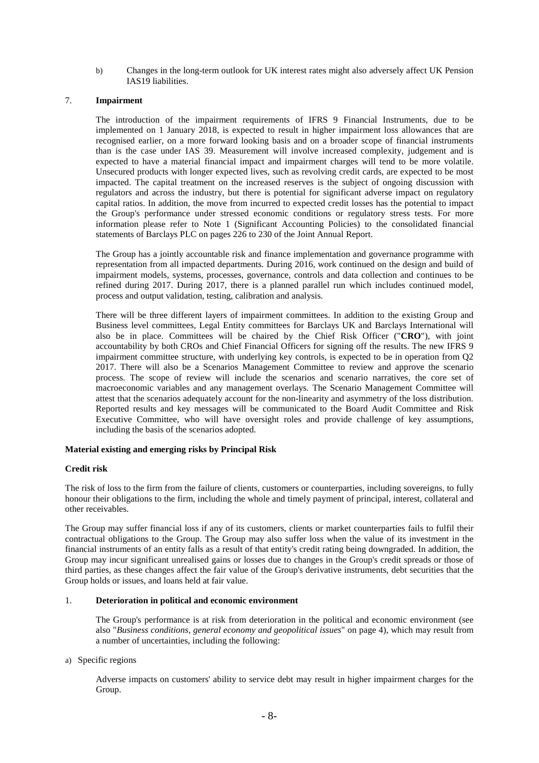b) Changes in the long-term outlook for UK interest rates might also adversely affect UK Pension IAS19 liabilities.

7. **Impairment**

The introduction of the impairment requirements of IFRS 9 Financial Instruments, due to be implemented on 1 January 2018, is expected to result in higher impairment loss allowances that are recognised earlier, on a more forward looking basis and on a broader scope of financial instruments than is the case under IAS 39. Measurement will involve increased complexity, judgement and is expected to have a material financial impact and impairment charges will tend to be more volatile. Unsecured products with longer expected lives, such as revolving credit cards, are expected to be most impacted. The capital treatment on the increased reserves is the subject of ongoing discussion with regulators and across the industry, but there is potential for significant adverse impact on regulatory capital ratios. In addition, the move from incurred to expected credit losses has the potential to impact the Group's performance under stressed economic conditions or regulatory stress tests. For more information please refer to Note 1 (Significant Accounting Policies) to the consolidated financial statements of Barclays PLC on pages 226 to 230 of the Joint Annual Report.

The Group has a jointly accountable risk and finance implementation and governance programme with representation from all impacted departments. During 2016, work continued on the design and build of impairment models, systems, processes, governance, controls and data collection and continues to be refined during 2017. During 2017, there is a planned parallel run which includes continued model, process and output validation, testing, calibration and analysis.

There will be three different layers of impairment committees. In addition to the existing Group and Business level committees, Legal Entity committees for Barclays UK and Barclays International will also be in place. Committees will be chaired by the Chief Risk Officer ("**CRO**"), with joint accountability by both CROs and Chief Financial Officers for signing off the results. The new IFRS 9 impairment committee structure, with underlying key controls, is expected to be in operation from Q2 2017. There will also be a Scenarios Management Committee to review and approve the scenario process. The scope of review will include the scenarios and scenario narratives, the core set of macroeconomic variables and any management overlays. The Scenario Management Committee will attest that the scenarios adequately account for the non-linearity and asymmetry of the loss distribution. Reported results and key messages will be communicated to the Board Audit Committee and Risk Executive Committee, who will have oversight roles and provide challenge of key assumptions, including the basis of the scenarios adopted.

**Material existing and emerging risks by Principal Risk**

**Credit risk**

The risk of loss to the firm from the failure of clients, customers or counterparties, including sovereigns, to fully honour their obligations to the firm, including the whole and timely payment of principal, interest, collateral and other receivables.

The Group may suffer financial loss if any of its customers, clients or market counterparties fails to fulfil their contractual obligations to the Group. The Group may also suffer loss when the value of its investment in the financial instruments of an entity falls as a result of that entity's credit rating being downgraded. In addition, the Group may incur significant unrealised gains or losses due to changes in the Group's credit spreads or those of third parties, as these changes affect the fair value of the Group's derivative instruments, debt securities that the Group holds or issues, and loans held at fair value.

1. **Deterioration in political and economic environment**

The Group's performance is at risk from deterioration in the political and economic environment (see also "*Business conditions, general economy and geopolitical issues*" on page 4), which may result from a number of uncertainties, including the following:

a) Specific regions

Adverse impacts on customers' ability to service debt may result in higher impairment charges for the Group.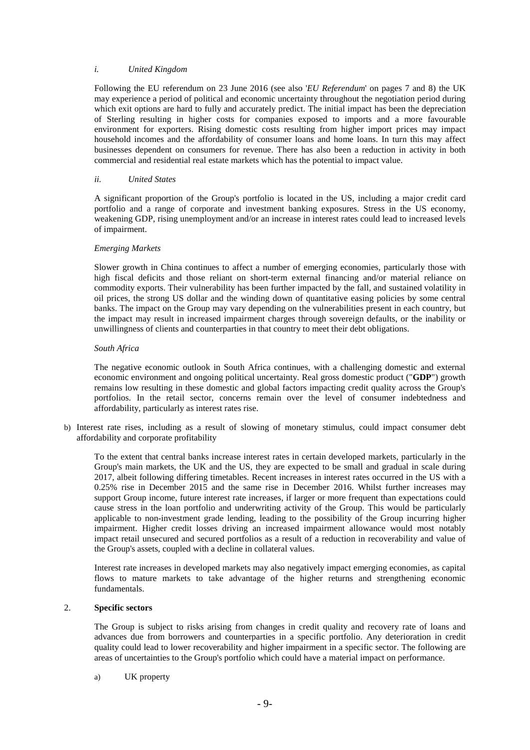*i. United Kingdom*

Following the EU referendum on 23 June 2016 (see also '*EU Referendum*' on pages 7 and 8) the UK may experience a period of political and economic uncertainty throughout the negotiation period during which exit options are hard to fully and accurately predict. The initial impact has been the depreciation of Sterling resulting in higher costs for companies exposed to imports and a more favourable environment for exporters. Rising domestic costs resulting from higher import prices may impact household incomes and the affordability of consumer loans and home loans. In turn this may affect businesses dependent on consumers for revenue. There has also been a reduction in activity in both commercial and residential real estate markets which has the potential to impact value.

*ii. United States*

A significant proportion of the Group's portfolio is located in the US, including a major credit card portfolio and a range of corporate and investment banking exposures. Stress in the US economy, weakening GDP, rising unemployment and/or an increase in interest rates could lead to increased levels of impairment.

*Emerging Markets*

Slower growth in China continues to affect a number of emerging economies, particularly those with high fiscal deficits and those reliant on short-term external financing and/or material reliance on commodity exports. Their vulnerability has been further impacted by the fall, and sustained volatility in oil prices, the strong US dollar and the winding down of quantitative easing policies by some central banks. The impact on the Group may vary depending on the vulnerabilities present in each country, but the impact may result in increased impairment charges through sovereign defaults, or the inability or unwillingness of clients and counterparties in that country to meet their debt obligations.

*South Africa*

The negative economic outlook in South Africa continues, with a challenging domestic and external economic environment and ongoing political uncertainty. Real gross domestic product ("**GDP**") growth remains low resulting in these domestic and global factors impacting credit quality across the Group's portfolios. In the retail sector, concerns remain over the level of consumer indebtedness and affordability, particularly as interest rates rise.

b) Interest rate rises, including as a result of slowing of monetary stimulus, could impact consumer debt affordability and corporate profitability

To the extent that central banks increase interest rates in certain developed markets, particularly in the Group's main markets, the UK and the US, they are expected to be small and gradual in scale during 2017, albeit following differing timetables. Recent increases in interest rates occurred in the US with a 0.25% rise in December 2015 and the same rise in December 2016. Whilst further increases may support Group income, future interest rate increases, if larger or more frequent than expectations could cause stress in the loan portfolio and underwriting activity of the Group. This would be particularly applicable to non-investment grade lending, leading to the possibility of the Group incurring higher impairment. Higher credit losses driving an increased impairment allowance would most notably impact retail unsecured and secured portfolios as a result of a reduction in recoverability and value of the Group's assets, coupled with a decline in collateral values.

Interest rate increases in developed markets may also negatively impact emerging economies, as capital flows to mature markets to take advantage of the higher returns and strengthening economic fundamentals.

2. **Specific sectors**

The Group is subject to risks arising from changes in credit quality and recovery rate of loans and advances due from borrowers and counterparties in a specific portfolio. Any deterioration in credit quality could lead to lower recoverability and higher impairment in a specific sector. The following are areas of uncertainties to the Group's portfolio which could have a material impact on performance.

a) UK property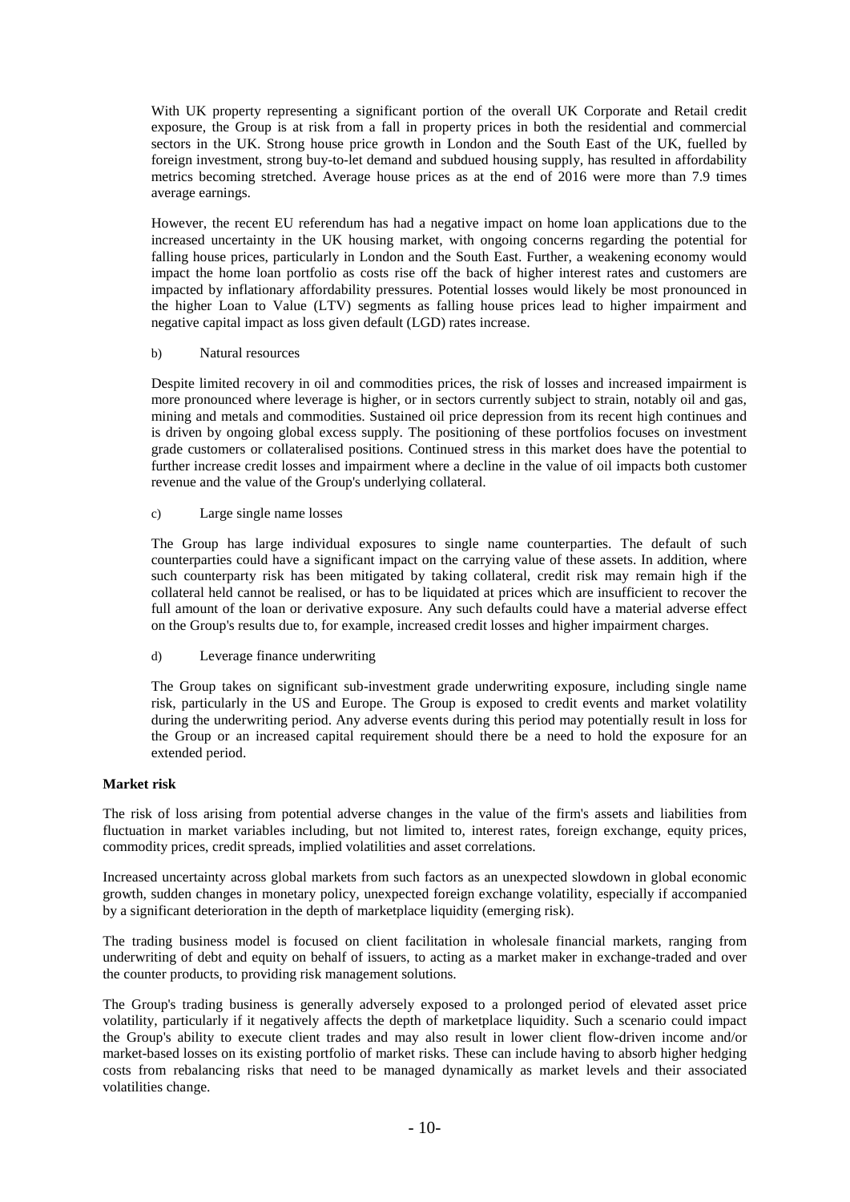With UK property representing a significant portion of the overall UK Corporate and Retail credit exposure, the Group is at risk from a fall in property prices in both the residential and commercial sectors in the UK. Strong house price growth in London and the South East of the UK, fuelled by foreign investment, strong buy-to-let demand and subdued housing supply, has resulted in affordability metrics becoming stretched. Average house prices as at the end of 2016 were more than 7.9 times average earnings.

However, the recent EU referendum has had a negative impact on home loan applications due to the increased uncertainty in the UK housing market, with ongoing concerns regarding the potential for falling house prices, particularly in London and the South East. Further, a weakening economy would impact the home loan portfolio as costs rise off the back of higher interest rates and customers are impacted by inflationary affordability pressures. Potential losses would likely be most pronounced in the higher Loan to Value (LTV) segments as falling house prices lead to higher impairment and negative capital impact as loss given default (LGD) rates increase.

b) Natural resources

Despite limited recovery in oil and commodities prices, the risk of losses and increased impairment is more pronounced where leverage is higher, or in sectors currently subject to strain, notably oil and gas, mining and metals and commodities. Sustained oil price depression from its recent high continues and is driven by ongoing global excess supply. The positioning of these portfolios focuses on investment grade customers or collateralised positions. Continued stress in this market does have the potential to further increase credit losses and impairment where a decline in the value of oil impacts both customer revenue and the value of the Group's underlying collateral.

c) Large single name losses

The Group has large individual exposures to single name counterparties. The default of such counterparties could have a significant impact on the carrying value of these assets. In addition, where such counterparty risk has been mitigated by taking collateral, credit risk may remain high if the collateral held cannot be realised, or has to be liquidated at prices which are insufficient to recover the full amount of the loan or derivative exposure. Any such defaults could have a material adverse effect on the Group's results due to, for example, increased credit losses and higher impairment charges.

d) Leverage finance underwriting

The Group takes on significant sub-investment grade underwriting exposure, including single name risk, particularly in the US and Europe. The Group is exposed to credit events and market volatility during the underwriting period. Any adverse events during this period may potentially result in loss for the Group or an increased capital requirement should there be a need to hold the exposure for an extended period.

**Market risk**

The risk of loss arising from potential adverse changes in the value of the firm's assets and liabilities from fluctuation in market variables including, but not limited to, interest rates, foreign exchange, equity prices, commodity prices, credit spreads, implied volatilities and asset correlations.

Increased uncertainty across global markets from such factors as an unexpected slowdown in global economic growth, sudden changes in monetary policy, unexpected foreign exchange volatility, especially if accompanied by a significant deterioration in the depth of marketplace liquidity (emerging risk).

The trading business model is focused on client facilitation in wholesale financial markets, ranging from underwriting of debt and equity on behalf of issuers, to acting as a market maker in exchange-traded and over the counter products, to providing risk management solutions.

The Group's trading business is generally adversely exposed to a prolonged period of elevated asset price volatility, particularly if it negatively affects the depth of marketplace liquidity. Such a scenario could impact the Group's ability to execute client trades and may also result in lower client flow-driven income and/or market-based losses on its existing portfolio of market risks. These can include having to absorb higher hedging costs from rebalancing risks that need to be managed dynamically as market levels and their associated volatilities change.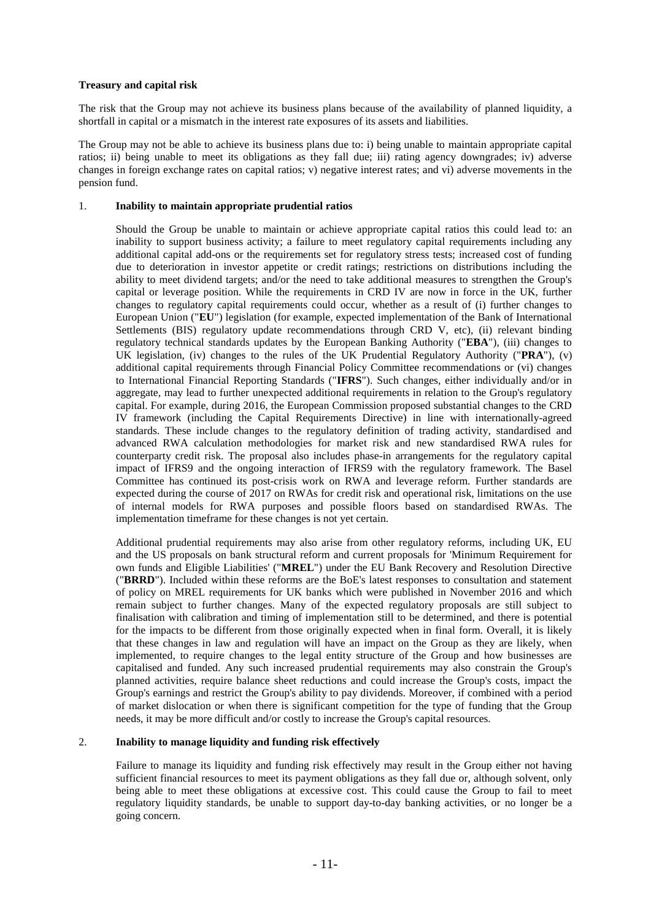**Treasury and capital risk**

The risk that the Group may not achieve its business plans because of the availability of planned liquidity, a shortfall in capital or a mismatch in the interest rate exposures of its assets and liabilities.

The Group may not be able to achieve its business plans due to: i) being unable to maintain appropriate capital ratios; ii) being unable to meet its obligations as they fall due; iii) rating agency downgrades; iv) adverse changes in foreign exchange rates on capital ratios; v) negative interest rates; and vi) adverse movements in the pension fund.

1. **Inability to maintain appropriate prudential ratios**

   Should the Group be unable to maintain or achieve appropriate capital ratios this could lead to: an inability to support business activity; a failure to meet regulatory capital requirements including any additional capital add-ons or the requirements set for regulatory stress tests; increased cost of funding due to deterioration in investor appetite or credit ratings; restrictions on distributions including the ability to meet dividend targets; and/or the need to take additional measures to strengthen the Group's capital or leverage position. While the requirements in CRD IV are now in force in the UK, further changes to regulatory capital requirements could occur, whether as a result of (i) further changes to European Union ("**EU**") legislation (for example, expected implementation of the Bank of International Settlements (BIS) regulatory update recommendations through CRD V, etc), (ii) relevant binding regulatory technical standards updates by the European Banking Authority ("**EBA**"), (iii) changes to UK legislation, (iv) changes to the rules of the UK Prudential Regulatory Authority ("**PRA**"), (v) additional capital requirements through Financial Policy Committee recommendations or (vi) changes to International Financial Reporting Standards ("**IFRS**"). Such changes, either individually and/or in aggregate, may lead to further unexpected additional requirements in relation to the Group's regulatory capital. For example, during 2016, the European Commission proposed substantial changes to the CRD IV framework (including the Capital Requirements Directive) in line with internationally-agreed standards. These include changes to the regulatory definition of trading activity, standardised and advanced RWA calculation methodologies for market risk and new standardised RWA rules for counterparty credit risk. The proposal also includes phase-in arrangements for the regulatory capital impact of IFRS9 and the ongoing interaction of IFRS9 with the regulatory framework. The Basel Committee has continued its post-crisis work on RWA and leverage reform. Further standards are expected during the course of 2017 on RWAs for credit risk and operational risk, limitations on the use of internal models for RWA purposes and possible floors based on standardised RWAs. The implementation timeframe for these changes is not yet certain.

   Additional prudential requirements may also arise from other regulatory reforms, including UK, EU and the US proposals on bank structural reform and current proposals for 'Minimum Requirement for own funds and Eligible Liabilities' ("**MREL**") under the EU Bank Recovery and Resolution Directive ("**BRRD**"). Included within these reforms are the BoE's latest responses to consultation and statement of policy on MREL requirements for UK banks which were published in November 2016 and which remain subject to further changes. Many of the expected regulatory proposals are still subject to finalisation with calibration and timing of implementation still to be determined, and there is potential for the impacts to be different from those originally expected when in final form. Overall, it is likely that these changes in law and regulation will have an impact on the Group as they are likely, when implemented, to require changes to the legal entity structure of the Group and how businesses are capitalised and funded. Any such increased prudential requirements may also constrain the Group's planned activities, require balance sheet reductions and could increase the Group's costs, impact the Group's earnings and restrict the Group's ability to pay dividends. Moreover, if combined with a period of market dislocation or when there is significant competition for the type of funding that the Group needs, it may be more difficult and/or costly to increase the Group's capital resources.

2. **Inability to manage liquidity and funding risk effectively**

   Failure to manage its liquidity and funding risk effectively may result in the Group either not having sufficient financial resources to meet its payment obligations as they fall due or, although solvent, only being able to meet these obligations at excessive cost. This could cause the Group to fail to meet regulatory liquidity standards, be unable to support day-to-day banking activities, or no longer be a going concern.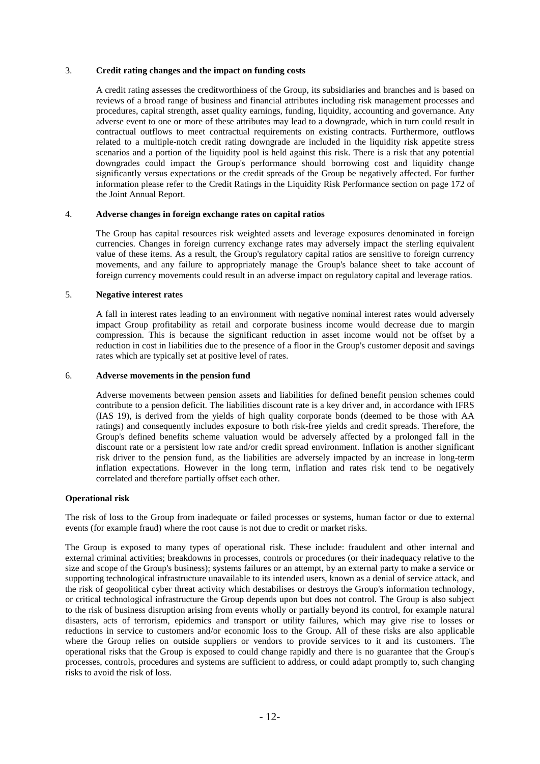3. **Credit rating changes and the impact on funding costs**

   A credit rating assesses the creditworthiness of the Group, its subsidiaries and branches and is based on reviews of a broad range of business and financial attributes including risk management processes and procedures, capital strength, asset quality earnings, funding, liquidity, accounting and governance. Any adverse event to one or more of these attributes may lead to a downgrade, which in turn could result in contractual outflows to meet contractual requirements on existing contracts. Furthermore, outflows related to a multiple-notch credit rating downgrade are included in the liquidity risk appetite stress scenarios and a portion of the liquidity pool is held against this risk. There is a risk that any potential downgrades could impact the Group's performance should borrowing cost and liquidity change significantly versus expectations or the credit spreads of the Group be negatively affected. For further information please refer to the Credit Ratings in the Liquidity Risk Performance section on page 172 of the Joint Annual Report.

4. **Adverse changes in foreign exchange rates on capital ratios**

   The Group has capital resources risk weighted assets and leverage exposures denominated in foreign currencies. Changes in foreign currency exchange rates may adversely impact the sterling equivalent value of these items. As a result, the Group's regulatory capital ratios are sensitive to foreign currency movements, and any failure to appropriately manage the Group's balance sheet to take account of foreign currency movements could result in an adverse impact on regulatory capital and leverage ratios.

5. **Negative interest rates**

   A fall in interest rates leading to an environment with negative nominal interest rates would adversely impact Group profitability as retail and corporate business income would decrease due to margin compression. This is because the significant reduction in asset income would not be offset by a reduction in cost in liabilities due to the presence of a floor in the Group's customer deposit and savings rates which are typically set at positive level of rates.

6. **Adverse movements in the pension fund**

   Adverse movements between pension assets and liabilities for defined benefit pension schemes could contribute to a pension deficit. The liabilities discount rate is a key driver and, in accordance with IFRS (IAS 19), is derived from the yields of high quality corporate bonds (deemed to be those with AA ratings) and consequently includes exposure to both risk-free yields and credit spreads. Therefore, the Group's defined benefits scheme valuation would be adversely affected by a prolonged fall in the discount rate or a persistent low rate and/or credit spread environment. Inflation is another significant risk driver to the pension fund, as the liabilities are adversely impacted by an increase in long-term inflation expectations. However in the long term, inflation and rates risk tend to be negatively correlated and therefore partially offset each other.

**Operational risk**

The risk of loss to the Group from inadequate or failed processes or systems, human factor or due to external events (for example fraud) where the root cause is not due to credit or market risks.

The Group is exposed to many types of operational risk. These include: fraudulent and other internal and external criminal activities; breakdowns in processes, controls or procedures (or their inadequacy relative to the size and scope of the Group's business); systems failures or an attempt, by an external party to make a service or supporting technological infrastructure unavailable to its intended users, known as a denial of service attack, and the risk of geopolitical cyber threat activity which destabilises or destroys the Group's information technology, or critical technological infrastructure the Group depends upon but does not control. The Group is also subject to the risk of business disruption arising from events wholly or partially beyond its control, for example natural disasters, acts of terrorism, epidemics and transport or utility failures, which may give rise to losses or reductions in service to customers and/or economic loss to the Group. All of these risks are also applicable where the Group relies on outside suppliers or vendors to provide services to it and its customers. The operational risks that the Group is exposed to could change rapidly and there is no guarantee that the Group's processes, controls, procedures and systems are sufficient to address, or could adapt promptly to, such changing risks to avoid the risk of loss.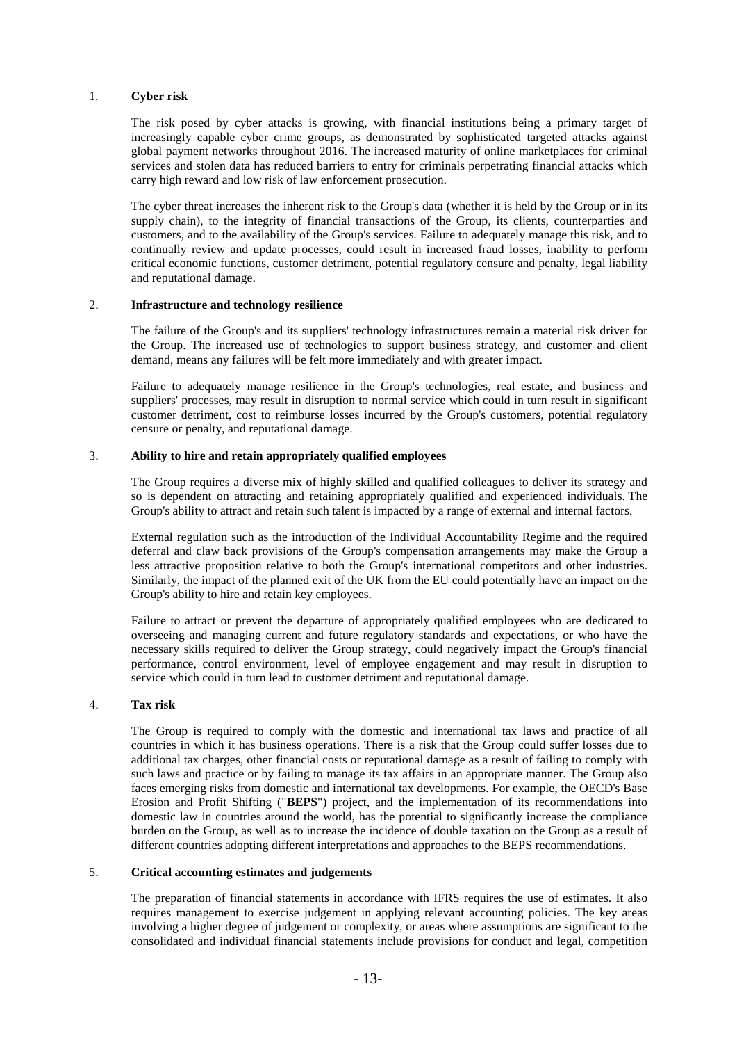1. **Cyber risk**

   The risk posed by cyber attacks is growing, with financial institutions being a primary target of increasingly capable cyber crime groups, as demonstrated by sophisticated targeted attacks against global payment networks throughout 2016. The increased maturity of online marketplaces for criminal services and stolen data has reduced barriers to entry for criminals perpetrating financial attacks which carry high reward and low risk of law enforcement prosecution.

   The cyber threat increases the inherent risk to the Group's data (whether it is held by the Group or in its supply chain), to the integrity of financial transactions of the Group, its clients, counterparties and customers, and to the availability of the Group's services. Failure to adequately manage this risk, and to continually review and update processes, could result in increased fraud losses, inability to perform critical economic functions, customer detriment, potential regulatory censure and penalty, legal liability and reputational damage.

2. **Infrastructure and technology resilience**

   The failure of the Group's and its suppliers' technology infrastructures remain a material risk driver for the Group. The increased use of technologies to support business strategy, and customer and client demand, means any failures will be felt more immediately and with greater impact.

   Failure to adequately manage resilience in the Group's technologies, real estate, and business and suppliers' processes, may result in disruption to normal service which could in turn result in significant customer detriment, cost to reimburse losses incurred by the Group's customers, potential regulatory censure or penalty, and reputational damage.

3. **Ability to hire and retain appropriately qualified employees**

   The Group requires a diverse mix of highly skilled and qualified colleagues to deliver its strategy and so is dependent on attracting and retaining appropriately qualified and experienced individuals. The Group's ability to attract and retain such talent is impacted by a range of external and internal factors.

   External regulation such as the introduction of the Individual Accountability Regime and the required deferral and claw back provisions of the Group's compensation arrangements may make the Group a less attractive proposition relative to both the Group's international competitors and other industries. Similarly, the impact of the planned exit of the UK from the EU could potentially have an impact on the Group's ability to hire and retain key employees.

   Failure to attract or prevent the departure of appropriately qualified employees who are dedicated to overseeing and managing current and future regulatory standards and expectations, or who have the necessary skills required to deliver the Group strategy, could negatively impact the Group's financial performance, control environment, level of employee engagement and may result in disruption to service which could in turn lead to customer detriment and reputational damage.

4. **Tax risk**

   The Group is required to comply with the domestic and international tax laws and practice of all countries in which it has business operations. There is a risk that the Group could suffer losses due to additional tax charges, other financial costs or reputational damage as a result of failing to comply with such laws and practice or by failing to manage its tax affairs in an appropriate manner. The Group also faces emerging risks from domestic and international tax developments. For example, the OECD's Base Erosion and Profit Shifting ("**BEPS**") project, and the implementation of its recommendations into domestic law in countries around the world, has the potential to significantly increase the compliance burden on the Group, as well as to increase the incidence of double taxation on the Group as a result of different countries adopting different interpretations and approaches to the BEPS recommendations.

5. **Critical accounting estimates and judgements**

   The preparation of financial statements in accordance with IFRS requires the use of estimates. It also requires management to exercise judgement in applying relevant accounting policies. The key areas involving a higher degree of judgement or complexity, or areas where assumptions are significant to the consolidated and individual financial statements include provisions for conduct and legal, competition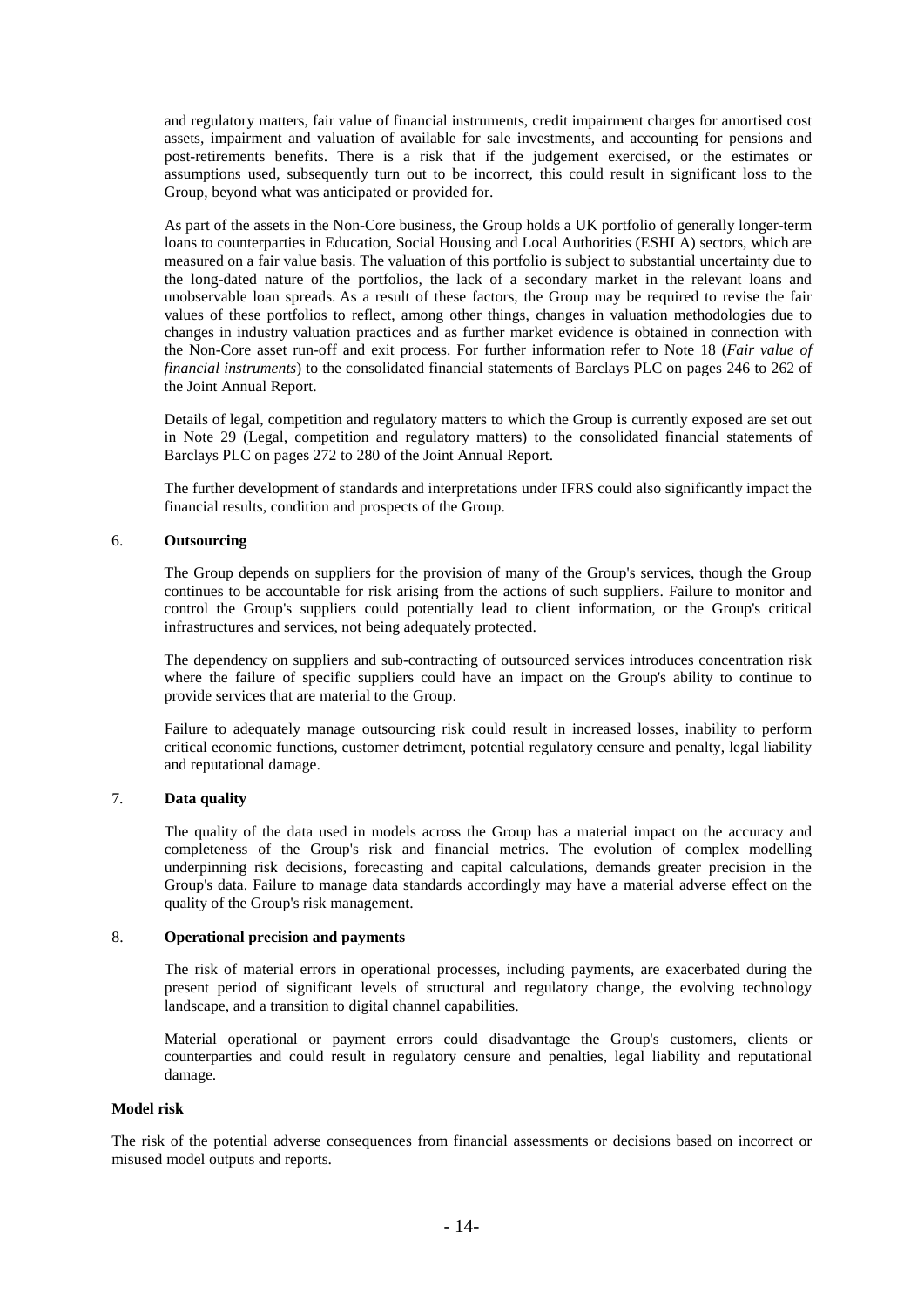and regulatory matters, fair value of financial instruments, credit impairment charges for amortised cost assets, impairment and valuation of available for sale investments, and accounting for pensions and post-retirements benefits. There is a risk that if the judgement exercised, or the estimates or assumptions used, subsequently turn out to be incorrect, this could result in significant loss to the Group, beyond what was anticipated or provided for.

As part of the assets in the Non-Core business, the Group holds a UK portfolio of generally longer-term loans to counterparties in Education, Social Housing and Local Authorities (ESHLA) sectors, which are measured on a fair value basis. The valuation of this portfolio is subject to substantial uncertainty due to the long-dated nature of the portfolios, the lack of a secondary market in the relevant loans and unobservable loan spreads. As a result of these factors, the Group may be required to revise the fair values of these portfolios to reflect, among other things, changes in valuation methodologies due to changes in industry valuation practices and as further market evidence is obtained in connection with the Non-Core asset run-off and exit process. For further information refer to Note 18 (*Fair value of financial instruments*) to the consolidated financial statements of Barclays PLC on pages 246 to 262 of the Joint Annual Report.

Details of legal, competition and regulatory matters to which the Group is currently exposed are set out in Note 29 (Legal, competition and regulatory matters) to the consolidated financial statements of Barclays PLC on pages 272 to 280 of the Joint Annual Report.

The further development of standards and interpretations under IFRS could also significantly impact the financial results, condition and prospects of the Group.

6. **Outsourcing**

The Group depends on suppliers for the provision of many of the Group's services, though the Group continues to be accountable for risk arising from the actions of such suppliers. Failure to monitor and control the Group's suppliers could potentially lead to client information, or the Group's critical infrastructures and services, not being adequately protected.

The dependency on suppliers and sub-contracting of outsourced services introduces concentration risk where the failure of specific suppliers could have an impact on the Group's ability to continue to provide services that are material to the Group.

Failure to adequately manage outsourcing risk could result in increased losses, inability to perform critical economic functions, customer detriment, potential regulatory censure and penalty, legal liability and reputational damage.

7. **Data quality**

The quality of the data used in models across the Group has a material impact on the accuracy and completeness of the Group's risk and financial metrics. The evolution of complex modelling underpinning risk decisions, forecasting and capital calculations, demands greater precision in the Group's data. Failure to manage data standards accordingly may have a material adverse effect on the quality of the Group's risk management.

8. **Operational precision and payments**

The risk of material errors in operational processes, including payments, are exacerbated during the present period of significant levels of structural and regulatory change, the evolving technology landscape, and a transition to digital channel capabilities.

Material operational or payment errors could disadvantage the Group's customers, clients or counterparties and could result in regulatory censure and penalties, legal liability and reputational damage.

**Model risk**

The risk of the potential adverse consequences from financial assessments or decisions based on incorrect or misused model outputs and reports.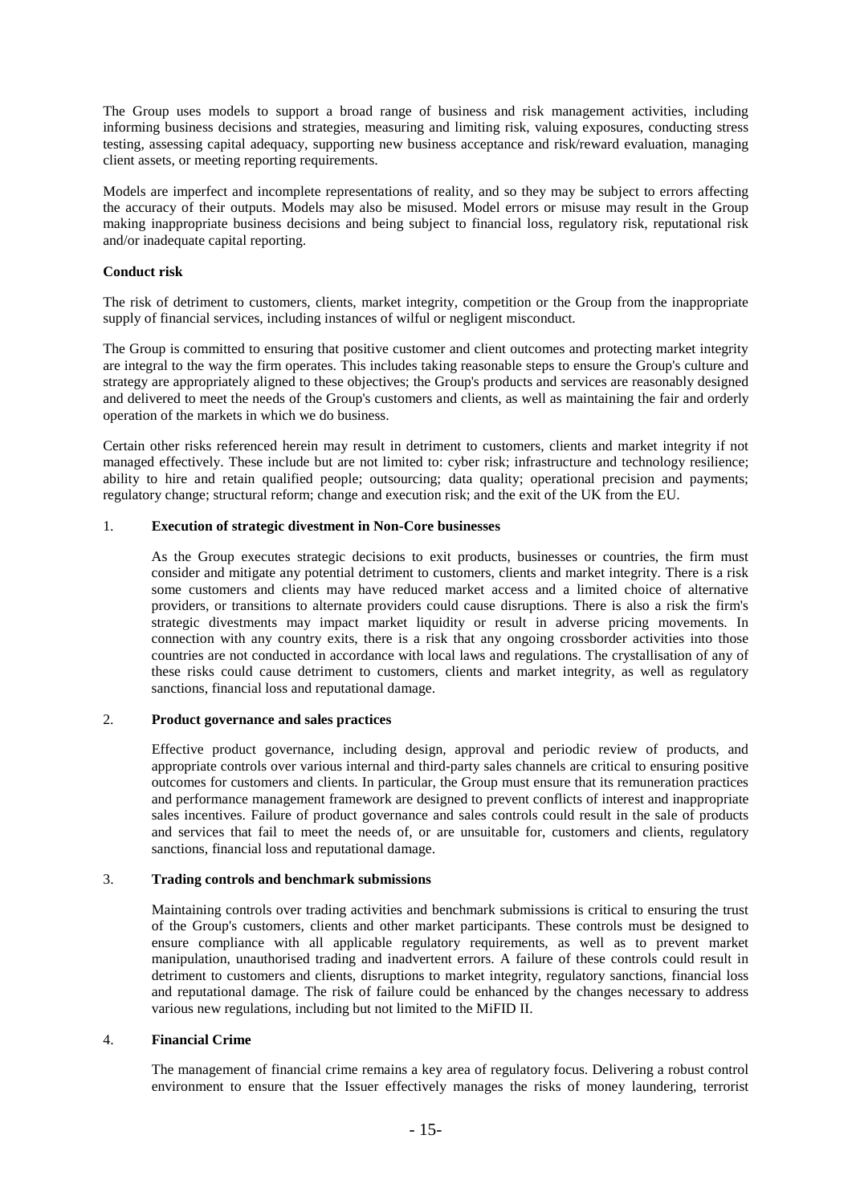The Group uses models to support a broad range of business and risk management activities, including informing business decisions and strategies, measuring and limiting risk, valuing exposures, conducting stress testing, assessing capital adequacy, supporting new business acceptance and risk/reward evaluation, managing client assets, or meeting reporting requirements.

Models are imperfect and incomplete representations of reality, and so they may be subject to errors affecting the accuracy of their outputs. Models may also be misused. Model errors or misuse may result in the Group making inappropriate business decisions and being subject to financial loss, regulatory risk, reputational risk and/or inadequate capital reporting.

**Conduct risk**

The risk of detriment to customers, clients, market integrity, competition or the Group from the inappropriate supply of financial services, including instances of wilful or negligent misconduct.

The Group is committed to ensuring that positive customer and client outcomes and protecting market integrity are integral to the way the firm operates. This includes taking reasonable steps to ensure the Group's culture and strategy are appropriately aligned to these objectives; the Group's products and services are reasonably designed and delivered to meet the needs of the Group's customers and clients, as well as maintaining the fair and orderly operation of the markets in which we do business.

Certain other risks referenced herein may result in detriment to customers, clients and market integrity if not managed effectively. These include but are not limited to: cyber risk; infrastructure and technology resilience; ability to hire and retain qualified people; outsourcing; data quality; operational precision and payments; regulatory change; structural reform; change and execution risk; and the exit of the UK from the EU.

1. **Execution of strategic divestment in Non-Core businesses**

   As the Group executes strategic decisions to exit products, businesses or countries, the firm must consider and mitigate any potential detriment to customers, clients and market integrity. There is a risk some customers and clients may have reduced market access and a limited choice of alternative providers, or transitions to alternate providers could cause disruptions. There is also a risk the firm's strategic divestments may impact market liquidity or result in adverse pricing movements. In connection with any country exits, there is a risk that any ongoing crossborder activities into those countries are not conducted in accordance with local laws and regulations. The crystallisation of any of these risks could cause detriment to customers, clients and market integrity, as well as regulatory sanctions, financial loss and reputational damage.

2. **Product governance and sales practices**

   Effective product governance, including design, approval and periodic review of products, and appropriate controls over various internal and third-party sales channels are critical to ensuring positive outcomes for customers and clients. In particular, the Group must ensure that its remuneration practices and performance management framework are designed to prevent conflicts of interest and inappropriate sales incentives. Failure of product governance and sales controls could result in the sale of products and services that fail to meet the needs of, or are unsuitable for, customers and clients, regulatory sanctions, financial loss and reputational damage.

3. **Trading controls and benchmark submissions**

   Maintaining controls over trading activities and benchmark submissions is critical to ensuring the trust of the Group's customers, clients and other market participants. These controls must be designed to ensure compliance with all applicable regulatory requirements, as well as to prevent market manipulation, unauthorised trading and inadvertent errors. A failure of these controls could result in detriment to customers and clients, disruptions to market integrity, regulatory sanctions, financial loss and reputational damage. The risk of failure could be enhanced by the changes necessary to address various new regulations, including but not limited to the MiFID II.

4. **Financial Crime**

   The management of financial crime remains a key area of regulatory focus. Delivering a robust control environment to ensure that the Issuer effectively manages the risks of money laundering, terrorist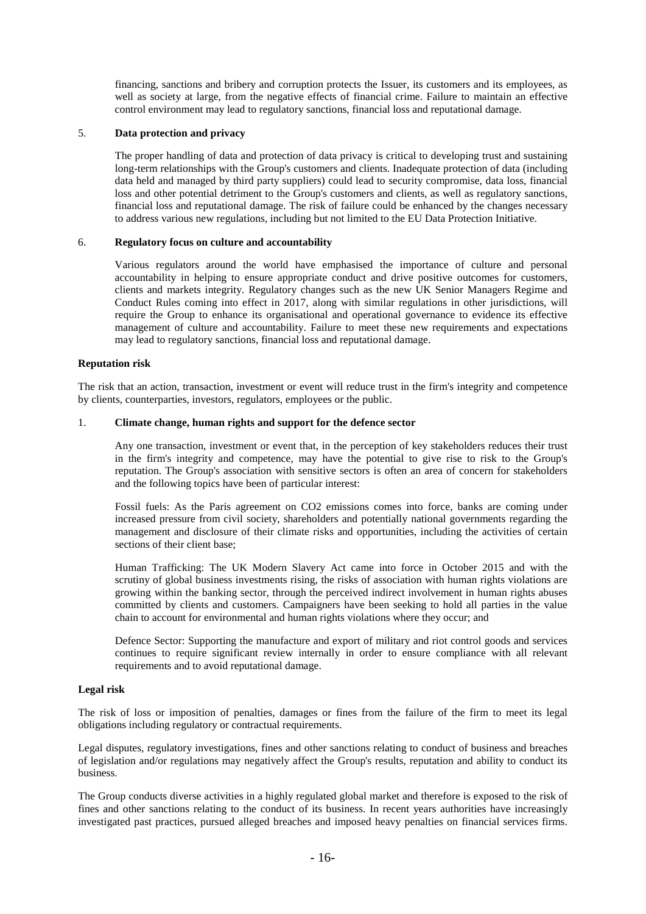financing, sanctions and bribery and corruption protects the Issuer, its customers and its employees, as well as society at large, from the negative effects of financial crime. Failure to maintain an effective control environment may lead to regulatory sanctions, financial loss and reputational damage.

5. **Data protection and privacy**

   The proper handling of data and protection of data privacy is critical to developing trust and sustaining long-term relationships with the Group's customers and clients. Inadequate protection of data (including data held and managed by third party suppliers) could lead to security compromise, data loss, financial loss and other potential detriment to the Group's customers and clients, as well as regulatory sanctions, financial loss and reputational damage. The risk of failure could be enhanced by the changes necessary to address various new regulations, including but not limited to the EU Data Protection Initiative.

6. **Regulatory focus on culture and accountability**

   Various regulators around the world have emphasised the importance of culture and personal accountability in helping to ensure appropriate conduct and drive positive outcomes for customers, clients and markets integrity. Regulatory changes such as the new UK Senior Managers Regime and Conduct Rules coming into effect in 2017, along with similar regulations in other jurisdictions, will require the Group to enhance its organisational and operational governance to evidence its effective management of culture and accountability. Failure to meet these new requirements and expectations may lead to regulatory sanctions, financial loss and reputational damage.

**Reputation risk**

The risk that an action, transaction, investment or event will reduce trust in the firm's integrity and competence by clients, counterparties, investors, regulators, employees or the public.

1. **Climate change, human rights and support for the defence sector**

   Any one transaction, investment or event that, in the perception of key stakeholders reduces their trust in the firm's integrity and competence, may have the potential to give rise to risk to the Group's reputation. The Group's association with sensitive sectors is often an area of concern for stakeholders and the following topics have been of particular interest:

   Fossil fuels: As the Paris agreement on $CO_2$ emissions comes into force, banks are coming under increased pressure from civil society, shareholders and potentially national governments regarding the management and disclosure of their climate risks and opportunities, including the activities of certain sections of their client base;

   Human Trafficking: The UK Modern Slavery Act came into force in October 2015 and with the scrutiny of global business investments rising, the risks of association with human rights violations are growing within the banking sector, through the perceived indirect involvement in human rights abuses committed by clients and customers. Campaigners have been seeking to hold all parties in the value chain to account for environmental and human rights violations where they occur; and

   Defence Sector: Supporting the manufacture and export of military and riot control goods and services continues to require significant review internally in order to ensure compliance with all relevant requirements and to avoid reputational damage.

**Legal risk**

The risk of loss or imposition of penalties, damages or fines from the failure of the firm to meet its legal obligations including regulatory or contractual requirements.

Legal disputes, regulatory investigations, fines and other sanctions relating to conduct of business and breaches of legislation and/or regulations may negatively affect the Group's results, reputation and ability to conduct its business.

The Group conducts diverse activities in a highly regulated global market and therefore is exposed to the risk of fines and other sanctions relating to the conduct of its business. In recent years authorities have increasingly investigated past practices, pursued alleged breaches and imposed heavy penalties on financial services firms.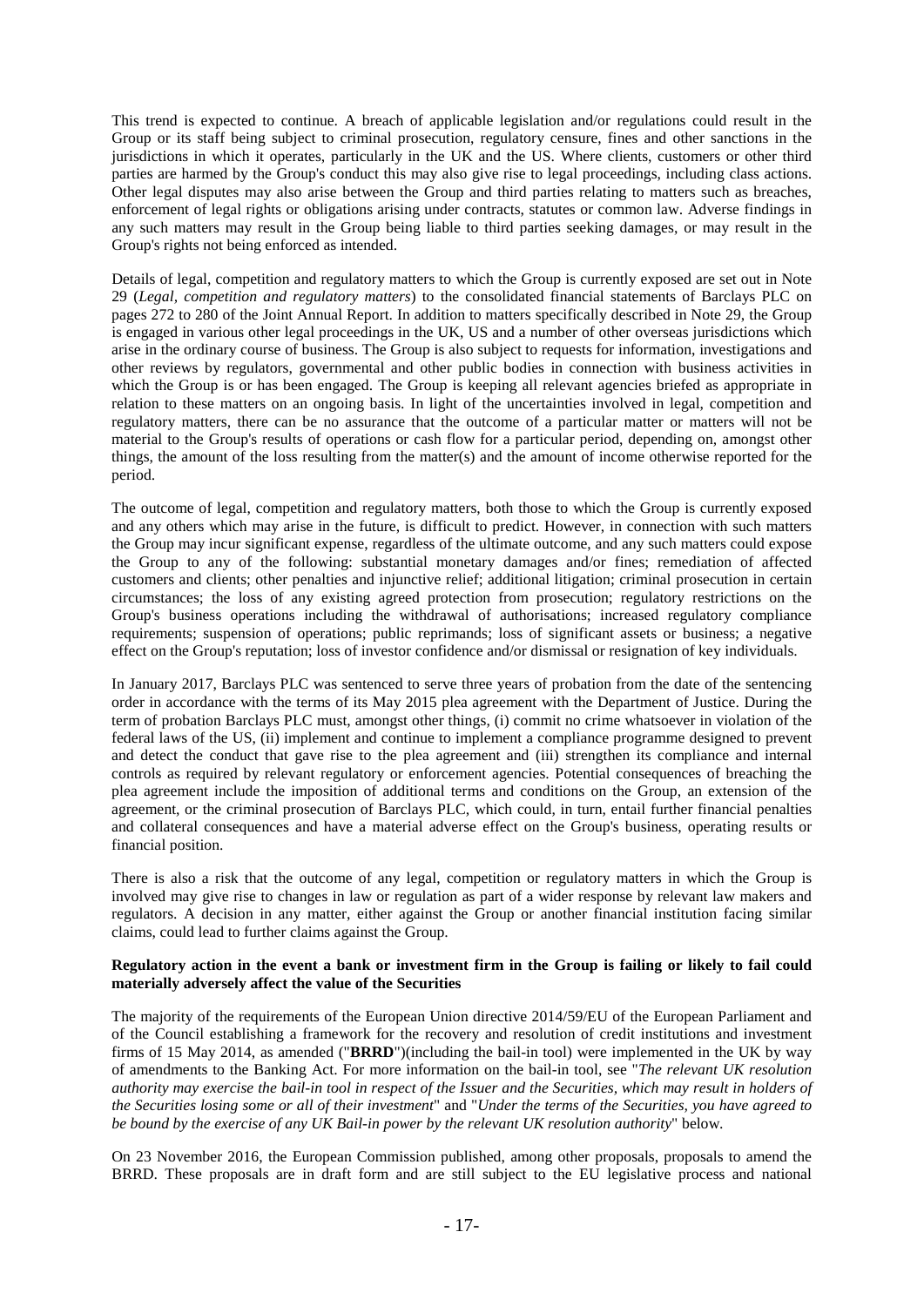This trend is expected to continue. A breach of applicable legislation and/or regulations could result in the Group or its staff being subject to criminal prosecution, regulatory censure, fines and other sanctions in the jurisdictions in which it operates, particularly in the UK and the US. Where clients, customers or other third parties are harmed by the Group's conduct this may also give rise to legal proceedings, including class actions. Other legal disputes may also arise between the Group and third parties relating to matters such as breaches, enforcement of legal rights or obligations arising under contracts, statutes or common law. Adverse findings in any such matters may result in the Group being liable to third parties seeking damages, or may result in the Group's rights not being enforced as intended.

Details of legal, competition and regulatory matters to which the Group is currently exposed are set out in Note 29 (*Legal, competition and regulatory matters*) to the consolidated financial statements of Barclays PLC on pages 272 to 280 of the Joint Annual Report. In addition to matters specifically described in Note 29, the Group is engaged in various other legal proceedings in the UK, US and a number of other overseas jurisdictions which arise in the ordinary course of business. The Group is also subject to requests for information, investigations and other reviews by regulators, governmental and other public bodies in connection with business activities in which the Group is or has been engaged. The Group is keeping all relevant agencies briefed as appropriate in relation to these matters on an ongoing basis. In light of the uncertainties involved in legal, competition and regulatory matters, there can be no assurance that the outcome of a particular matter or matters will not be material to the Group's results of operations or cash flow for a particular period, depending on, amongst other things, the amount of the loss resulting from the matter(s) and the amount of income otherwise reported for the period.

The outcome of legal, competition and regulatory matters, both those to which the Group is currently exposed and any others which may arise in the future, is difficult to predict. However, in connection with such matters the Group may incur significant expense, regardless of the ultimate outcome, and any such matters could expose the Group to any of the following: substantial monetary damages and/or fines; remediation of affected customers and clients; other penalties and injunctive relief; additional litigation; criminal prosecution in certain circumstances; the loss of any existing agreed protection from prosecution; regulatory restrictions on the Group's business operations including the withdrawal of authorisations; increased regulatory compliance requirements; suspension of operations; public reprimands; loss of significant assets or business; a negative effect on the Group's reputation; loss of investor confidence and/or dismissal or resignation of key individuals.

In January 2017, Barclays PLC was sentenced to serve three years of probation from the date of the sentencing order in accordance with the terms of its May 2015 plea agreement with the Department of Justice. During the term of probation Barclays PLC must, amongst other things, (i) commit no crime whatsoever in violation of the federal laws of the US, (ii) implement and continue to implement a compliance programme designed to prevent and detect the conduct that gave rise to the plea agreement and (iii) strengthen its compliance and internal controls as required by relevant regulatory or enforcement agencies. Potential consequences of breaching the plea agreement include the imposition of additional terms and conditions on the Group, an extension of the agreement, or the criminal prosecution of Barclays PLC, which could, in turn, entail further financial penalties and collateral consequences and have a material adverse effect on the Group's business, operating results or financial position.

There is also a risk that the outcome of any legal, competition or regulatory matters in which the Group is involved may give rise to changes in law or regulation as part of a wider response by relevant law makers and regulators. A decision in any matter, either against the Group or another financial institution facing similar claims, could lead to further claims against the Group.

**Regulatory action in the event a bank or investment firm in the Group is failing or likely to fail could materially adversely affect the value of the Securities**

The majority of the requirements of the European Union directive 2014/59/EU of the European Parliament and of the Council establishing a framework for the recovery and resolution of credit institutions and investment firms of 15 May 2014, as amended ("**BRRD**")(including the bail-in tool) were implemented in the UK by way of amendments to the Banking Act. For more information on the bail-in tool, see "*The relevant UK resolution authority may exercise the bail-in tool in respect of the Issuer and the Securities, which may result in holders of the Securities losing some or all of their investment*" and "*Under the terms of the Securities, you have agreed to be bound by the exercise of any UK Bail-in power by the relevant UK resolution authority*" below.

On 23 November 2016, the European Commission published, among other proposals, proposals to amend the BRRD. These proposals are in draft form and are still subject to the EU legislative process and national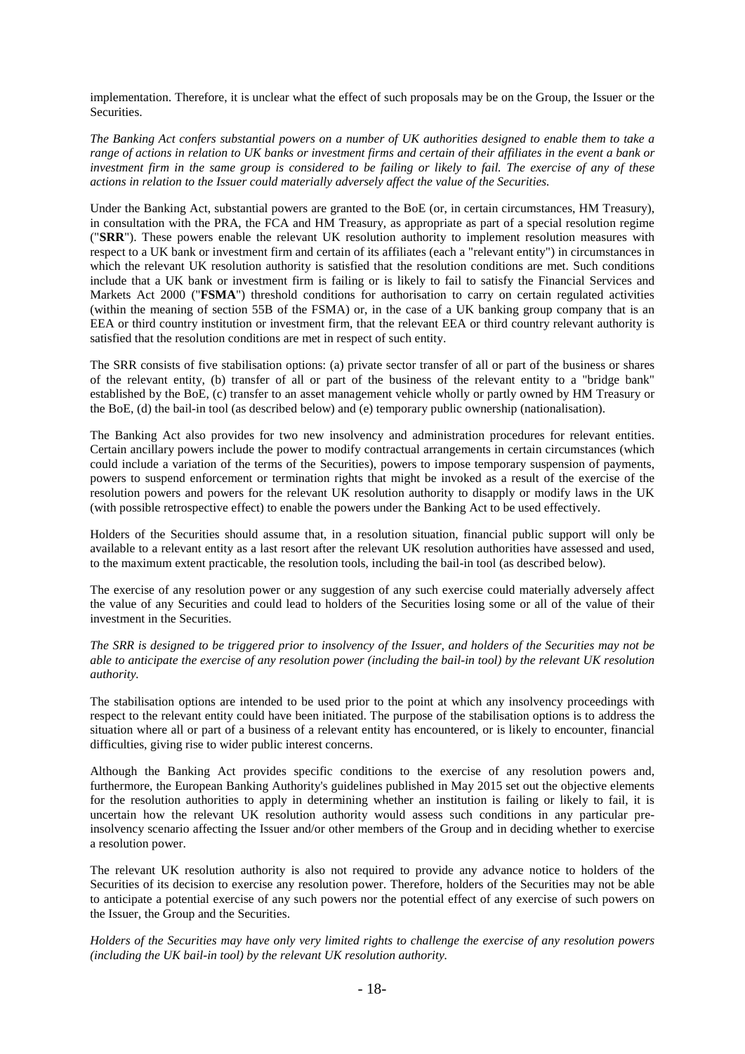implementation. Therefore, it is unclear what the effect of such proposals may be on the Group, the Issuer or the Securities.

*The Banking Act confers substantial powers on a number of UK authorities designed to enable them to take a range of actions in relation to UK banks or investment firms and certain of their affiliates in the event a bank or investment firm in the same group is considered to be failing or likely to fail. The exercise of any of these actions in relation to the Issuer could materially adversely affect the value of the Securities.*

Under the Banking Act, substantial powers are granted to the BoE (or, in certain circumstances, HM Treasury), in consultation with the PRA, the FCA and HM Treasury, as appropriate as part of a special resolution regime ("**SRR**"). These powers enable the relevant UK resolution authority to implement resolution measures with respect to a UK bank or investment firm and certain of its affiliates (each a "relevant entity") in circumstances in which the relevant UK resolution authority is satisfied that the resolution conditions are met. Such conditions include that a UK bank or investment firm is failing or is likely to fail to satisfy the Financial Services and Markets Act 2000 ("**FSMA**") threshold conditions for authorisation to carry on certain regulated activities (within the meaning of section 55B of the FSMA) or, in the case of a UK banking group company that is an EEA or third country institution or investment firm, that the relevant EEA or third country relevant authority is satisfied that the resolution conditions are met in respect of such entity.

The SRR consists of five stabilisation options: (a) private sector transfer of all or part of the business or shares of the relevant entity, (b) transfer of all or part of the business of the relevant entity to a "bridge bank" established by the BoE, (c) transfer to an asset management vehicle wholly or partly owned by HM Treasury or the BoE, (d) the bail-in tool (as described below) and (e) temporary public ownership (nationalisation).

The Banking Act also provides for two new insolvency and administration procedures for relevant entities. Certain ancillary powers include the power to modify contractual arrangements in certain circumstances (which could include a variation of the terms of the Securities), powers to impose temporary suspension of payments, powers to suspend enforcement or termination rights that might be invoked as a result of the exercise of the resolution powers and powers for the relevant UK resolution authority to disapply or modify laws in the UK (with possible retrospective effect) to enable the powers under the Banking Act to be used effectively.

Holders of the Securities should assume that, in a resolution situation, financial public support will only be available to a relevant entity as a last resort after the relevant UK resolution authorities have assessed and used, to the maximum extent practicable, the resolution tools, including the bail-in tool (as described below).

The exercise of any resolution power or any suggestion of any such exercise could materially adversely affect the value of any Securities and could lead to holders of the Securities losing some or all of the value of their investment in the Securities.

*The SRR is designed to be triggered prior to insolvency of the Issuer, and holders of the Securities may not be able to anticipate the exercise of any resolution power (including the bail-in tool) by the relevant UK resolution authority.*

The stabilisation options are intended to be used prior to the point at which any insolvency proceedings with respect to the relevant entity could have been initiated. The purpose of the stabilisation options is to address the situation where all or part of a business of a relevant entity has encountered, or is likely to encounter, financial difficulties, giving rise to wider public interest concerns.

Although the Banking Act provides specific conditions to the exercise of any resolution powers and, furthermore, the European Banking Authority's guidelines published in May 2015 set out the objective elements for the resolution authorities to apply in determining whether an institution is failing or likely to fail, it is uncertain how the relevant UK resolution authority would assess such conditions in any particular pre-insolvency scenario affecting the Issuer and/or other members of the Group and in deciding whether to exercise a resolution power.

The relevant UK resolution authority is also not required to provide any advance notice to holders of the Securities of its decision to exercise any resolution power. Therefore, holders of the Securities may not be able to anticipate a potential exercise of any such powers nor the potential effect of any exercise of such powers on the Issuer, the Group and the Securities.

*Holders of the Securities may have only very limited rights to challenge the exercise of any resolution powers (including the UK bail-in tool) by the relevant UK resolution authority.*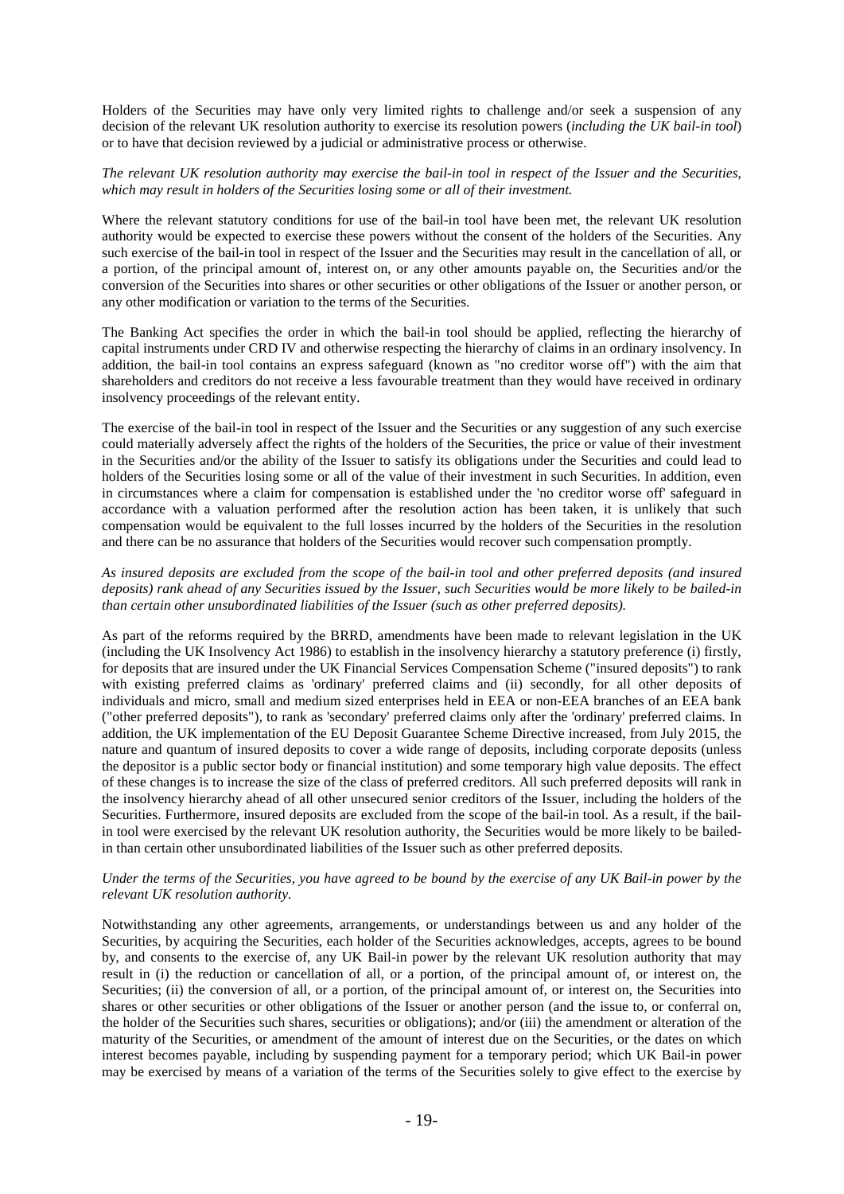Holders of the Securities may have only very limited rights to challenge and/or seek a suspension of any decision of the relevant UK resolution authority to exercise its resolution powers (*including the UK bail-in tool*) or to have that decision reviewed by a judicial or administrative process or otherwise.

*The relevant UK resolution authority may exercise the bail-in tool in respect of the Issuer and the Securities, which may result in holders of the Securities losing some or all of their investment.*

Where the relevant statutory conditions for use of the bail-in tool have been met, the relevant UK resolution authority would be expected to exercise these powers without the consent of the holders of the Securities. Any such exercise of the bail-in tool in respect of the Issuer and the Securities may result in the cancellation of all, or a portion, of the principal amount of, interest on, or any other amounts payable on, the Securities and/or the conversion of the Securities into shares or other securities or other obligations of the Issuer or another person, or any other modification or variation to the terms of the Securities.

The Banking Act specifies the order in which the bail-in tool should be applied, reflecting the hierarchy of capital instruments under CRD IV and otherwise respecting the hierarchy of claims in an ordinary insolvency. In addition, the bail-in tool contains an express safeguard (known as "no creditor worse off") with the aim that shareholders and creditors do not receive a less favourable treatment than they would have received in ordinary insolvency proceedings of the relevant entity.

The exercise of the bail-in tool in respect of the Issuer and the Securities or any suggestion of any such exercise could materially adversely affect the rights of the holders of the Securities, the price or value of their investment in the Securities and/or the ability of the Issuer to satisfy its obligations under the Securities and could lead to holders of the Securities losing some or all of the value of their investment in such Securities. In addition, even in circumstances where a claim for compensation is established under the 'no creditor worse off' safeguard in accordance with a valuation performed after the resolution action has been taken, it is unlikely that such compensation would be equivalent to the full losses incurred by the holders of the Securities in the resolution and there can be no assurance that holders of the Securities would recover such compensation promptly.

*As insured deposits are excluded from the scope of the bail-in tool and other preferred deposits (and insured deposits) rank ahead of any Securities issued by the Issuer, such Securities would be more likely to be bailed-in than certain other unsubordinated liabilities of the Issuer (such as other preferred deposits).*

As part of the reforms required by the BRRD, amendments have been made to relevant legislation in the UK (including the UK Insolvency Act 1986) to establish in the insolvency hierarchy a statutory preference (i) firstly, for deposits that are insured under the UK Financial Services Compensation Scheme ("insured deposits") to rank with existing preferred claims as 'ordinary' preferred claims and (ii) secondly, for all other deposits of individuals and micro, small and medium sized enterprises held in EEA or non-EEA branches of an EEA bank ("other preferred deposits"), to rank as 'secondary' preferred claims only after the 'ordinary' preferred claims. In addition, the UK implementation of the EU Deposit Guarantee Scheme Directive increased, from July 2015, the nature and quantum of insured deposits to cover a wide range of deposits, including corporate deposits (unless the depositor is a public sector body or financial institution) and some temporary high value deposits. The effect of these changes is to increase the size of the class of preferred creditors. All such preferred deposits will rank in the insolvency hierarchy ahead of all other unsecured senior creditors of the Issuer, including the holders of the Securities. Furthermore, insured deposits are excluded from the scope of the bail-in tool. As a result, if the bail-in tool were exercised by the relevant UK resolution authority, the Securities would be more likely to be bailed-in than certain other unsubordinated liabilities of the Issuer such as other preferred deposits.

*Under the terms of the Securities, you have agreed to be bound by the exercise of any UK Bail-in power by the relevant UK resolution authority.*

Notwithstanding any other agreements, arrangements, or understandings between us and any holder of the Securities, by acquiring the Securities, each holder of the Securities acknowledges, accepts, agrees to be bound by, and consents to the exercise of, any UK Bail-in power by the relevant UK resolution authority that may result in (i) the reduction or cancellation of all, or a portion, of the principal amount of, or interest on, the Securities; (ii) the conversion of all, or a portion, of the principal amount of, or interest on, the Securities into shares or other securities or other obligations of the Issuer or another person (and the issue to, or conferral on, the holder of the Securities such shares, securities or obligations); and/or (iii) the amendment or alteration of the maturity of the Securities, or amendment of the amount of interest due on the Securities, or the dates on which interest becomes payable, including by suspending payment for a temporary period; which UK Bail-in power may be exercised by means of a variation of the terms of the Securities solely to give effect to the exercise by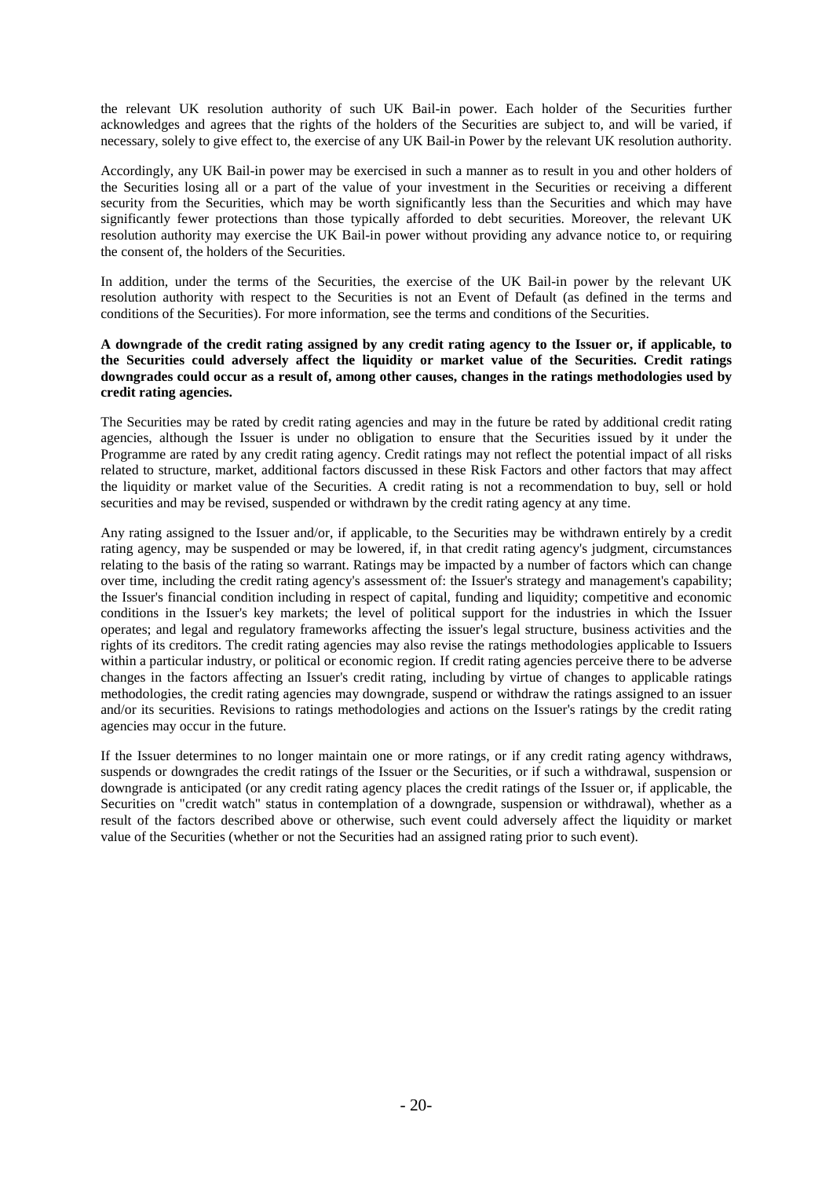the relevant UK resolution authority of such UK Bail-in power. Each holder of the Securities further acknowledges and agrees that the rights of the holders of the Securities are subject to, and will be varied, if necessary, solely to give effect to, the exercise of any UK Bail-in Power by the relevant UK resolution authority.

Accordingly, any UK Bail-in power may be exercised in such a manner as to result in you and other holders of the Securities losing all or a part of the value of your investment in the Securities or receiving a different security from the Securities, which may be worth significantly less than the Securities and which may have significantly fewer protections than those typically afforded to debt securities. Moreover, the relevant UK resolution authority may exercise the UK Bail-in power without providing any advance notice to, or requiring the consent of, the holders of the Securities.

In addition, under the terms of the Securities, the exercise of the UK Bail-in power by the relevant UK resolution authority with respect to the Securities is not an Event of Default (as defined in the terms and conditions of the Securities). For more information, see the terms and conditions of the Securities.

**A downgrade of the credit rating assigned by any credit rating agency to the Issuer or, if applicable, to the Securities could adversely affect the liquidity or market value of the Securities. Credit ratings downgrades could occur as a result of, among other causes, changes in the ratings methodologies used by credit rating agencies.**

The Securities may be rated by credit rating agencies and may in the future be rated by additional credit rating agencies, although the Issuer is under no obligation to ensure that the Securities issued by it under the Programme are rated by any credit rating agency. Credit ratings may not reflect the potential impact of all risks related to structure, market, additional factors discussed in these Risk Factors and other factors that may affect the liquidity or market value of the Securities. A credit rating is not a recommendation to buy, sell or hold securities and may be revised, suspended or withdrawn by the credit rating agency at any time.

Any rating assigned to the Issuer and/or, if applicable, to the Securities may be withdrawn entirely by a credit rating agency, may be suspended or may be lowered, if, in that credit rating agency's judgment, circumstances relating to the basis of the rating so warrant. Ratings may be impacted by a number of factors which can change over time, including the credit rating agency's assessment of: the Issuer's strategy and management's capability; the Issuer's financial condition including in respect of capital, funding and liquidity; competitive and economic conditions in the Issuer's key markets; the level of political support for the industries in which the Issuer operates; and legal and regulatory frameworks affecting the issuer's legal structure, business activities and the rights of its creditors. The credit rating agencies may also revise the ratings methodologies applicable to Issuers within a particular industry, or political or economic region. If credit rating agencies perceive there to be adverse changes in the factors affecting an Issuer's credit rating, including by virtue of changes to applicable ratings methodologies, the credit rating agencies may downgrade, suspend or withdraw the ratings assigned to an issuer and/or its securities. Revisions to ratings methodologies and actions on the Issuer's ratings by the credit rating agencies may occur in the future.

If the Issuer determines to no longer maintain one or more ratings, or if any credit rating agency withdraws, suspends or downgrades the credit ratings of the Issuer or the Securities, or if such a withdrawal, suspension or downgrade is anticipated (or any credit rating agency places the credit ratings of the Issuer or, if applicable, the Securities on "credit watch" status in contemplation of a downgrade, suspension or withdrawal), whether as a result of the factors described above or otherwise, such event could adversely affect the liquidity or market value of the Securities (whether or not the Securities had an assigned rating prior to such event).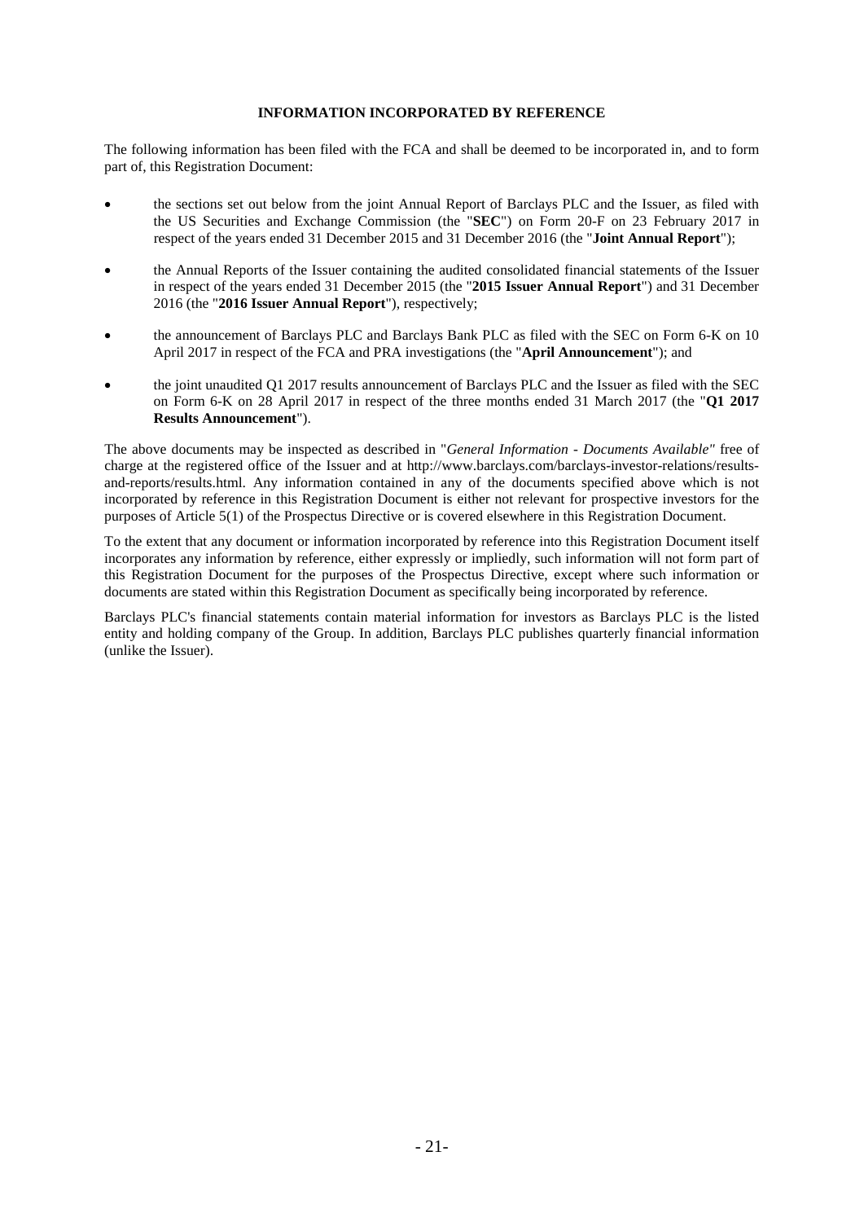# INFORMATION INCORPORATED BY REFERENCE

The following information has been filed with the FCA and shall be deemed to be incorporated in, and to form part of, this Registration Document:

- the sections set out below from the joint Annual Report of Barclays PLC and the Issuer, as filed with the US Securities and Exchange Commission (the "**SEC**") on Form 20-F on 23 February 2017 in respect of the years ended 31 December 2015 and 31 December 2016 (the "**Joint Annual Report**");
- the Annual Reports of the Issuer containing the audited consolidated financial statements of the Issuer in respect of the years ended 31 December 2015 (the "**2015 Issuer Annual Report**") and 31 December 2016 (the "**2016 Issuer Annual Report**"), respectively;
- the announcement of Barclays PLC and Barclays Bank PLC as filed with the SEC on Form 6-K on 10 April 2017 in respect of the FCA and PRA investigations (the "**April Announcement**"); and
- the joint unaudited Q1 2017 results announcement of Barclays PLC and the Issuer as filed with the SEC on Form 6-K on 28 April 2017 in respect of the three months ended 31 March 2017 (the "**Q1 2017 Results Announcement**").

The above documents may be inspected as described in "*General Information - Documents Available"* free of charge at the registered office of the Issuer and at http://www.barclays.com/barclays-investor-relations/results-and-reports/results.html. Any information contained in any of the documents specified above which is not incorporated by reference in this Registration Document is either not relevant for prospective investors for the purposes of Article 5(1) of the Prospectus Directive or is covered elsewhere in this Registration Document.

To the extent that any document or information incorporated by reference into this Registration Document itself incorporates any information by reference, either expressly or impliedly, such information will not form part of this Registration Document for the purposes of the Prospectus Directive, except where such information or documents are stated within this Registration Document as specifically being incorporated by reference.

Barclays PLC's financial statements contain material information for investors as Barclays PLC is the listed entity and holding company of the Group. In addition, Barclays PLC publishes quarterly financial information (unlike the Issuer).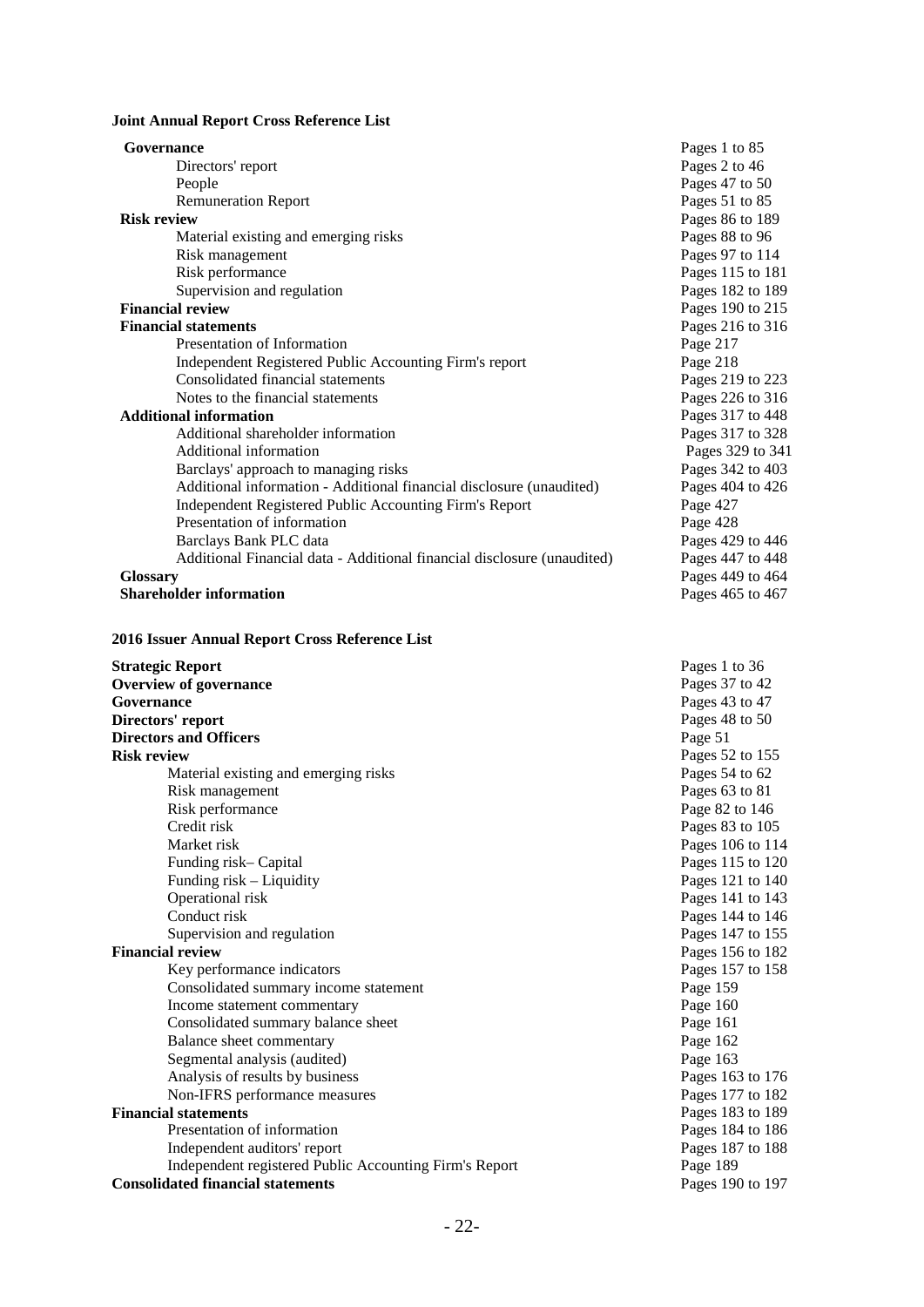**Joint Annual Report Cross Reference List**

| | |
|---|---|
| **Governance** | Pages 1 to 85 |
| Directors' report | Pages 2 to 46 |
| People | Pages 47 to 50 |
| Remuneration Report | Pages 51 to 85 |
| **Risk review** | Pages 86 to 189 |
| Material existing and emerging risks | Pages 88 to 96 |
| Risk management | Pages 97 to 114 |
| Risk performance | Pages 115 to 181 |
| Supervision and regulation | Pages 182 to 189 |
| **Financial review** | Pages 190 to 215 |
| **Financial statements** | Pages 216 to 316 |
| Presentation of Information | Page 217 |
| Independent Registered Public Accounting Firm's report | Page 218 |
| Consolidated financial statements | Pages 219 to 223 |
| Notes to the financial statements | Pages 226 to 316 |
| **Additional information** | Pages 317 to 448 |
| Additional shareholder information | Pages 317 to 328 |
| Additional information | Pages 329 to 341 |
| Barclays' approach to managing risks | Pages 342 to 403 |
| Additional information - Additional financial disclosure (unaudited) | Pages 404 to 426 |
| Independent Registered Public Accounting Firm's Report | Page 427 |
| Presentation of information | Page 428 |
| Barclays Bank PLC data | Pages 429 to 446 |
| Additional Financial data - Additional financial disclosure (unaudited) | Pages 447 to 448 |
| **Glossary** | Pages 449 to 464 |
| **Shareholder information** | Pages 465 to 467 |

**2016 Issuer Annual Report Cross Reference List**

| | |
|---|---|
| **Strategic Report** | Pages 1 to 36 |
| **Overview of governance** | Pages 37 to 42 |
| **Governance** | Pages 43 to 47 |
| **Directors' report** | Pages 48 to 50 |
| **Directors and Officers** | Page 51 |
| **Risk review** | Pages 52 to 155 |
| Material existing and emerging risks | Pages 54 to 62 |
| Risk management | Pages 63 to 81 |
| Risk performance | Page 82 to 146 |
| Credit risk | Pages 83 to 105 |
| Market risk | Pages 106 to 114 |
| Funding risk– Capital | Pages 115 to 120 |
| Funding risk – Liquidity | Pages 121 to 140 |
| Operational risk | Pages 141 to 143 |
| Conduct risk | Pages 144 to 146 |
| Supervision and regulation | Pages 147 to 155 |
| **Financial review** | Pages 156 to 182 |
| Key performance indicators | Pages 157 to 158 |
| Consolidated summary income statement | Page 159 |
| Income statement commentary | Page 160 |
| Consolidated summary balance sheet | Page 161 |
| Balance sheet commentary | Page 162 |
| Segmental analysis (audited) | Page 163 |
| Analysis of results by business | Pages 163 to 176 |
| Non-IFRS performance measures | Pages 177 to 182 |
| **Financial statements** | Pages 183 to 189 |
| Presentation of information | Pages 184 to 186 |
| Independent auditors' report | Pages 187 to 188 |
| Independent registered Public Accounting Firm's Report | Page 189 |
| **Consolidated financial statements** | Pages 190 to 197 |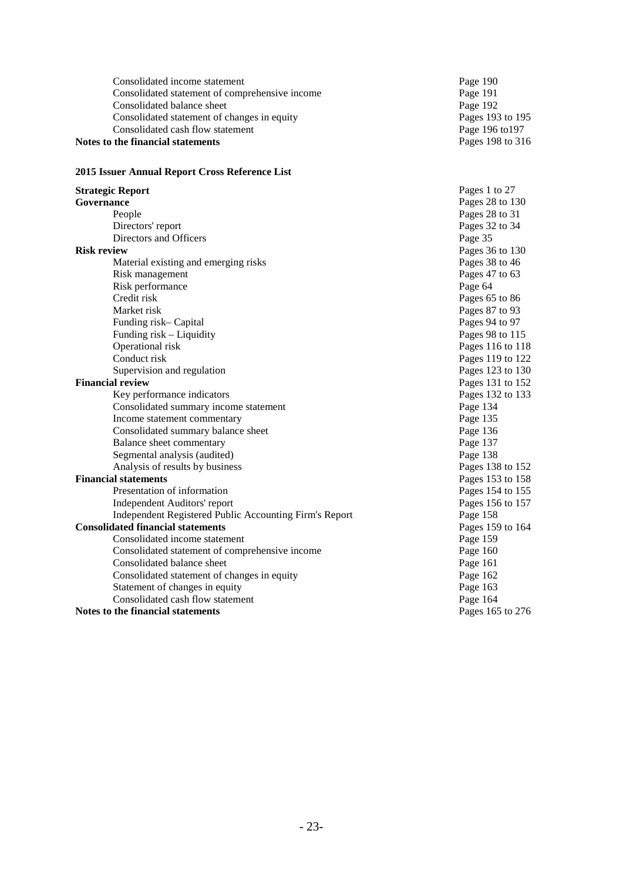| | |
|---|---|
| Consolidated income statement | Page 190 |
| Consolidated statement of comprehensive income | Page 191 |
| Consolidated balance sheet | Page 192 |
| Consolidated statement of changes in equity | Pages 193 to 195 |
| Consolidated cash flow statement | Page 196 to197 |
| **Notes to the financial statements** | Pages 198 to 316 |

**2015 Issuer Annual Report Cross Reference List**

| | |
|---|---|
| **Strategic Report** | Pages 1 to 27 |
| **Governance** | Pages 28 to 130 |
| People | Pages 28 to 31 |
| Directors' report | Pages 32 to 34 |
| Directors and Officers | Page 35 |
| **Risk review** | Pages 36 to 130 |
| Material existing and emerging risks | Pages 38 to 46 |
| Risk management | Pages 47 to 63 |
| Risk performance | Page 64 |
| Credit risk | Pages 65 to 86 |
| Market risk | Pages 87 to 93 |
| Funding risk– Capital | Pages 94 to 97 |
| Funding risk – Liquidity | Pages 98 to 115 |
| Operational risk | Pages 116 to 118 |
| Conduct risk | Pages 119 to 122 |
| Supervision and regulation | Pages 123 to 130 |
| **Financial review** | Pages 131 to 152 |
| Key performance indicators | Pages 132 to 133 |
| Consolidated summary income statement | Page 134 |
| Income statement commentary | Page 135 |
| Consolidated summary balance sheet | Page 136 |
| Balance sheet commentary | Page 137 |
| Segmental analysis (audited) | Page 138 |
| Analysis of results by business | Pages 138 to 152 |
| **Financial statements** | Pages 153 to 158 |
| Presentation of information | Pages 154 to 155 |
| Independent Auditors' report | Pages 156 to 157 |
| Independent Registered Public Accounting Firm's Report | Page 158 |
| **Consolidated financial statements** | Pages 159 to 164 |
| Consolidated income statement | Page 159 |
| Consolidated statement of comprehensive income | Page 160 |
| Consolidated balance sheet | Page 161 |
| Consolidated statement of changes in equity | Page 162 |
| Statement of changes in equity | Page 163 |
| Consolidated cash flow statement | Page 164 |
| **Notes to the financial statements** | Pages 165 to 276 |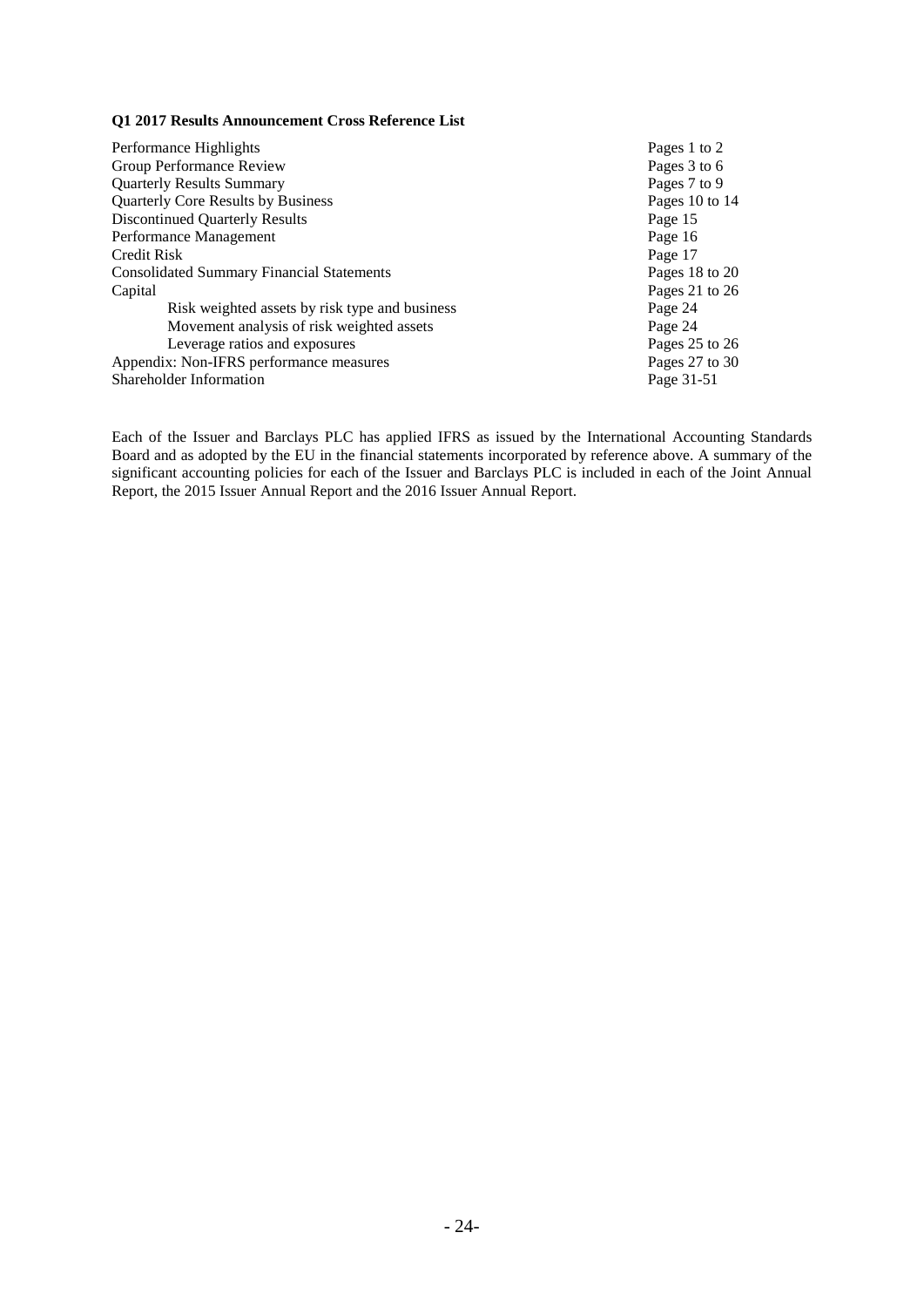**Q1 2017 Results Announcement Cross Reference List**

| | |
|---|---|
| Performance Highlights | Pages 1 to 2 |
| Group Performance Review | Pages 3 to 6 |
| Quarterly Results Summary | Pages 7 to 9 |
| Quarterly Core Results by Business | Pages 10 to 14 |
| Discontinued Quarterly Results | Page 15 |
| Performance Management | Page 16 |
| Credit Risk | Page 17 |
| Consolidated Summary Financial Statements | Pages 18 to 20 |
| Capital | Pages 21 to 26 |
| Risk weighted assets by risk type and business | Page 24 |
| Movement analysis of risk weighted assets | Page 24 |
| Leverage ratios and exposures | Pages 25 to 26 |
| Appendix: Non-IFRS performance measures | Pages 27 to 30 |
| Shareholder Information | Page 31-51 |

Each of the Issuer and Barclays PLC has applied IFRS as issued by the International Accounting Standards Board and as adopted by the EU in the financial statements incorporated by reference above. A summary of the significant accounting policies for each of the Issuer and Barclays PLC is included in each of the Joint Annual Report, the 2015 Issuer Annual Report and the 2016 Issuer Annual Report.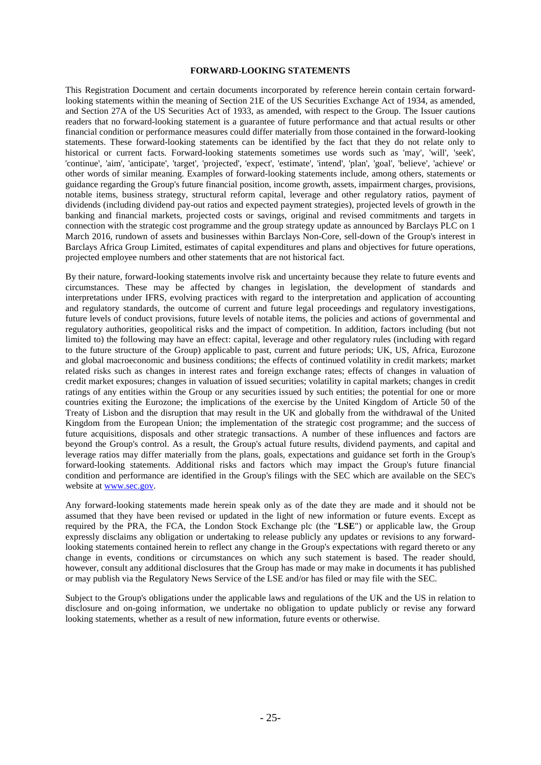## FORWARD-LOOKING STATEMENTS

This Registration Document and certain documents incorporated by reference herein contain certain forward-looking statements within the meaning of Section 21E of the US Securities Exchange Act of 1934, as amended, and Section 27A of the US Securities Act of 1933, as amended, with respect to the Group. The Issuer cautions readers that no forward-looking statement is a guarantee of future performance and that actual results or other financial condition or performance measures could differ materially from those contained in the forward-looking statements. These forward-looking statements can be identified by the fact that they do not relate only to historical or current facts. Forward-looking statements sometimes use words such as 'may', 'will', 'seek', 'continue', 'aim', 'anticipate', 'target', 'projected', 'expect', 'estimate', 'intend', 'plan', 'goal', 'believe', 'achieve' or other words of similar meaning. Examples of forward-looking statements include, among others, statements or guidance regarding the Group's future financial position, income growth, assets, impairment charges, provisions, notable items, business strategy, structural reform capital, leverage and other regulatory ratios, payment of dividends (including dividend pay-out ratios and expected payment strategies), projected levels of growth in the banking and financial markets, projected costs or savings, original and revised commitments and targets in connection with the strategic cost programme and the group strategy update as announced by Barclays PLC on 1 March 2016, rundown of assets and businesses within Barclays Non-Core, sell-down of the Group's interest in Barclays Africa Group Limited, estimates of capital expenditures and plans and objectives for future operations, projected employee numbers and other statements that are not historical fact.

By their nature, forward-looking statements involve risk and uncertainty because they relate to future events and circumstances. These may be affected by changes in legislation, the development of standards and interpretations under IFRS, evolving practices with regard to the interpretation and application of accounting and regulatory standards, the outcome of current and future legal proceedings and regulatory investigations, future levels of conduct provisions, future levels of notable items, the policies and actions of governmental and regulatory authorities, geopolitical risks and the impact of competition. In addition, factors including (but not limited to) the following may have an effect: capital, leverage and other regulatory rules (including with regard to the future structure of the Group) applicable to past, current and future periods; UK, US, Africa, Eurozone and global macroeconomic and business conditions; the effects of continued volatility in credit markets; market related risks such as changes in interest rates and foreign exchange rates; effects of changes in valuation of credit market exposures; changes in valuation of issued securities; volatility in capital markets; changes in credit ratings of any entities within the Group or any securities issued by such entities; the potential for one or more countries exiting the Eurozone; the implications of the exercise by the United Kingdom of Article 50 of the Treaty of Lisbon and the disruption that may result in the UK and globally from the withdrawal of the United Kingdom from the European Union; the implementation of the strategic cost programme; and the success of future acquisitions, disposals and other strategic transactions. A number of these influences and factors are beyond the Group's control. As a result, the Group's actual future results, dividend payments, and capital and leverage ratios may differ materially from the plans, goals, expectations and guidance set forth in the Group's forward-looking statements. Additional risks and factors which may impact the Group's future financial condition and performance are identified in the Group's filings with the SEC which are available on the SEC's website at www.sec.gov.

Any forward-looking statements made herein speak only as of the date they are made and it should not be assumed that they have been revised or updated in the light of new information or future events. Except as required by the PRA, the FCA, the London Stock Exchange plc (the "**LSE**") or applicable law, the Group expressly disclaims any obligation or undertaking to release publicly any updates or revisions to any forward-looking statements contained herein to reflect any change in the Group's expectations with regard thereto or any change in events, conditions or circumstances on which any such statement is based. The reader should, however, consult any additional disclosures that the Group has made or may make in documents it has published or may publish via the Regulatory News Service of the LSE and/or has filed or may file with the SEC.

Subject to the Group's obligations under the applicable laws and regulations of the UK and the US in relation to disclosure and on-going information, we undertake no obligation to update publicly or revise any forward looking statements, whether as a result of new information, future events or otherwise.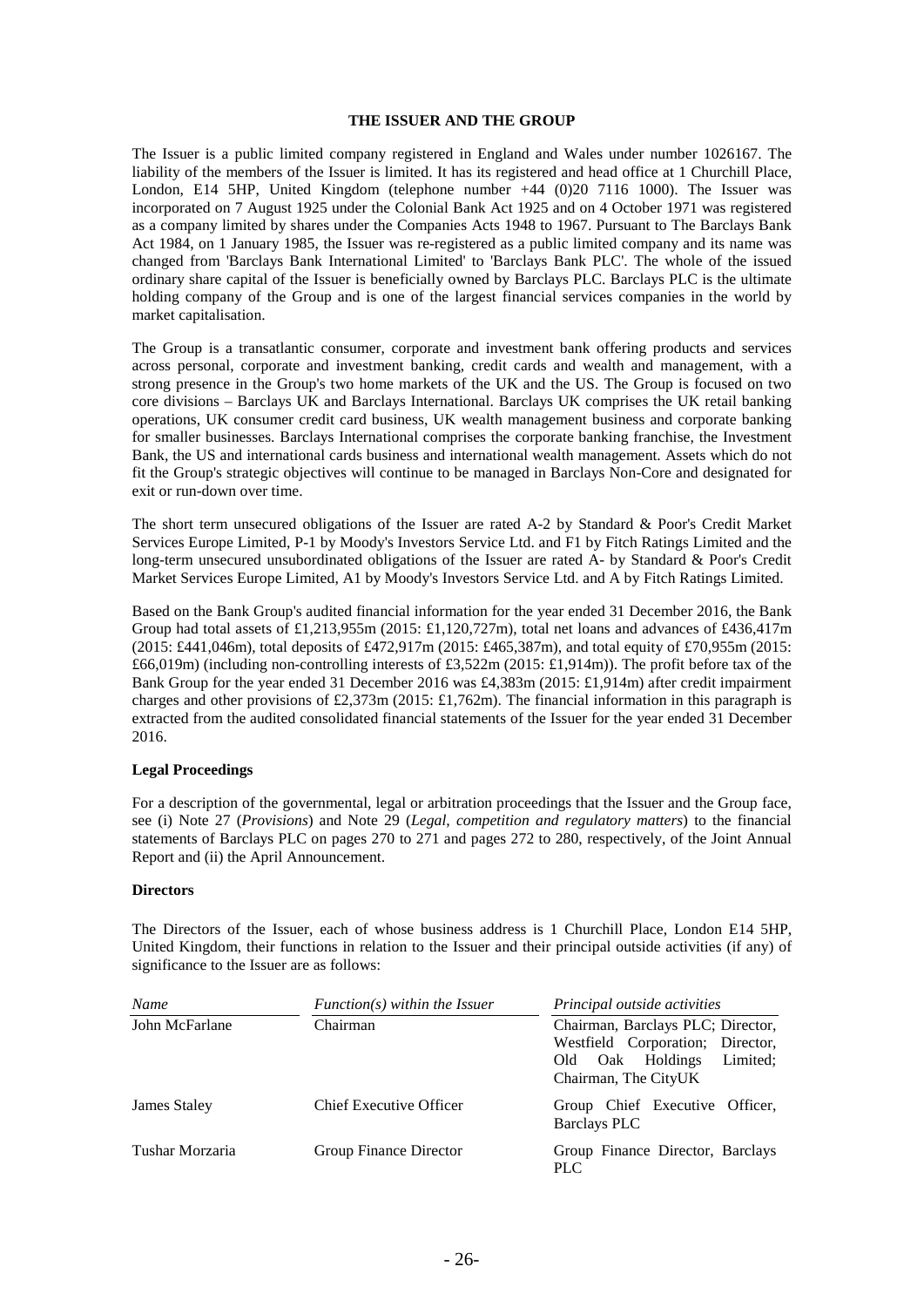## THE ISSUER AND THE GROUP

The Issuer is a public limited company registered in England and Wales under number 1026167. The liability of the members of the Issuer is limited. It has its registered and head office at 1 Churchill Place, London, E14 5HP, United Kingdom (telephone number +44 (0)20 7116 1000). The Issuer was incorporated on 7 August 1925 under the Colonial Bank Act 1925 and on 4 October 1971 was registered as a company limited by shares under the Companies Acts 1948 to 1967. Pursuant to The Barclays Bank Act 1984, on 1 January 1985, the Issuer was re-registered as a public limited company and its name was changed from 'Barclays Bank International Limited' to 'Barclays Bank PLC'. The whole of the issued ordinary share capital of the Issuer is beneficially owned by Barclays PLC. Barclays PLC is the ultimate holding company of the Group and is one of the largest financial services companies in the world by market capitalisation.

The Group is a transatlantic consumer, corporate and investment bank offering products and services across personal, corporate and investment banking, credit cards and wealth and management, with a strong presence in the Group's two home markets of the UK and the US. The Group is focused on two core divisions – Barclays UK and Barclays International. Barclays UK comprises the UK retail banking operations, UK consumer credit card business, UK wealth management business and corporate banking for smaller businesses. Barclays International comprises the corporate banking franchise, the Investment Bank, the US and international cards business and international wealth management. Assets which do not fit the Group's strategic objectives will continue to be managed in Barclays Non-Core and designated for exit or run-down over time.

The short term unsecured obligations of the Issuer are rated A-2 by Standard & Poor's Credit Market Services Europe Limited, P-1 by Moody's Investors Service Ltd. and F1 by Fitch Ratings Limited and the long-term unsecured unsubordinated obligations of the Issuer are rated A- by Standard & Poor's Credit Market Services Europe Limited, A1 by Moody's Investors Service Ltd. and A by Fitch Ratings Limited.

Based on the Bank Group's audited financial information for the year ended 31 December 2016, the Bank Group had total assets of £1,213,955m (2015: £1,120,727m), total net loans and advances of £436,417m (2015: £441,046m), total deposits of £472,917m (2015: £465,387m), and total equity of £70,955m (2015: £66,019m) (including non-controlling interests of £3,522m (2015: £1,914m)). The profit before tax of the Bank Group for the year ended 31 December 2016 was £4,383m (2015: £1,914m) after credit impairment charges and other provisions of £2,373m (2015: £1,762m). The financial information in this paragraph is extracted from the audited consolidated financial statements of the Issuer for the year ended 31 December 2016.

### Legal Proceedings

For a description of the governmental, legal or arbitration proceedings that the Issuer and the Group face, see (i) Note 27 (*Provisions*) and Note 29 (*Legal, competition and regulatory matters*) to the financial statements of Barclays PLC on pages 270 to 271 and pages 272 to 280, respectively, of the Joint Annual Report and (ii) the April Announcement.

### Directors

The Directors of the Issuer, each of whose business address is 1 Churchill Place, London E14 5HP, United Kingdom, their functions in relation to the Issuer and their principal outside activities (if any) of significance to the Issuer are as follows:

| *Name* | *Function(s) within the Issuer* | *Principal outside activities* |
|---|---|---|
| John McFarlane | Chairman | Chairman, Barclays PLC; Director, Westfield Corporation; Director, Old Oak Holdings Limited; Chairman, The CityUK |
| James Staley | Chief Executive Officer | Group Chief Executive Officer, Barclays PLC |
| Tushar Morzaria | Group Finance Director | Group Finance Director, Barclays PLC |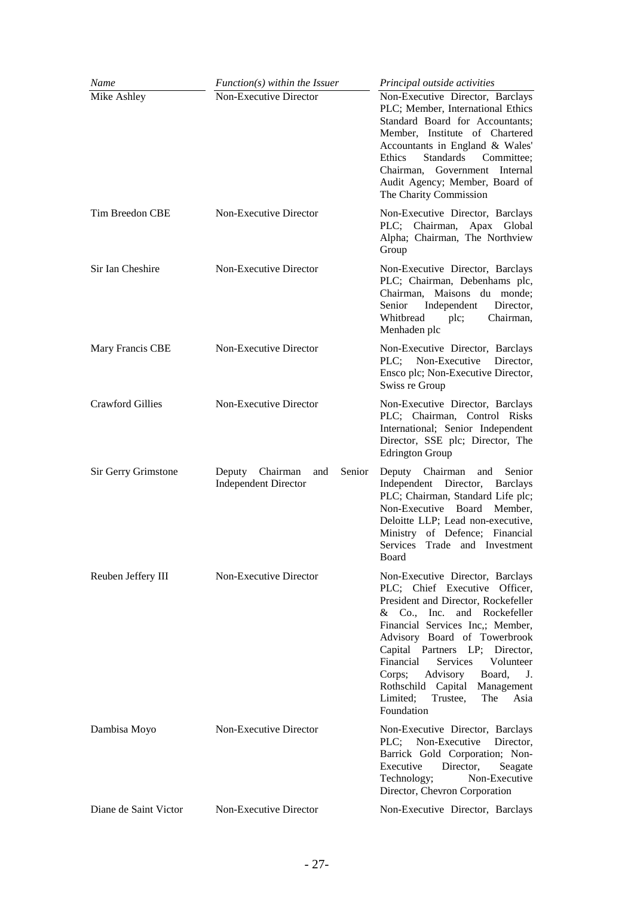| *Name* | *Function(s) within the Issuer* | *Principal outside activities* |
|---|---|---|
| Mike Ashley | Non-Executive Director | Non-Executive Director, Barclays PLC; Member, International Ethics Standard Board for Accountants; Member, Institute of Chartered Accountants in England & Wales' Ethics Standards Committee; Chairman, Government Internal Audit Agency; Member, Board of The Charity Commission |
| Tim Breedon CBE | Non-Executive Director | Non-Executive Director, Barclays PLC; Chairman, Apax Global Alpha; Chairman, The Northview Group |
| Sir Ian Cheshire | Non-Executive Director | Non-Executive Director, Barclays PLC; Chairman, Debenhams plc, Chairman, Maisons du monde; Senior Independent Director, Whitbread plc; Chairman, Menhaden plc |
| Mary Francis CBE | Non-Executive Director | Non-Executive Director, Barclays PLC; Non-Executive Director, Ensco plc; Non-Executive Director, Swiss re Group |
| Crawford Gillies | Non-Executive Director | Non-Executive Director, Barclays PLC; Chairman, Control Risks International; Senior Independent Director, SSE plc; Director, The Edrington Group |
| Sir Gerry Grimstone | Deputy Chairman and Senior Independent Director | Deputy Chairman and Senior Independent Director, Barclays PLC; Chairman, Standard Life plc; Non-Executive Board Member, Deloitte LLP; Lead non-executive, Ministry of Defence; Financial Services Trade and Investment Board |
| Reuben Jeffery III | Non-Executive Director | Non-Executive Director, Barclays PLC; Chief Executive Officer, President and Director, Rockefeller & Co., Inc. and Rockefeller Financial Services Inc,; Member, Advisory Board of Towerbrook Capital Partners LP; Director, Financial Services Volunteer Corps; Advisory Board, J. Rothschild Capital Management Limited; Trustee, The Asia Foundation |
| Dambisa Moyo | Non-Executive Director | Non-Executive Director, Barclays PLC; Non-Executive Director, Barrick Gold Corporation; Non-Executive Director, Seagate Technology; Non-Executive Director, Chevron Corporation |
| Diane de Saint Victor | Non-Executive Director | Non-Executive Director, Barclays |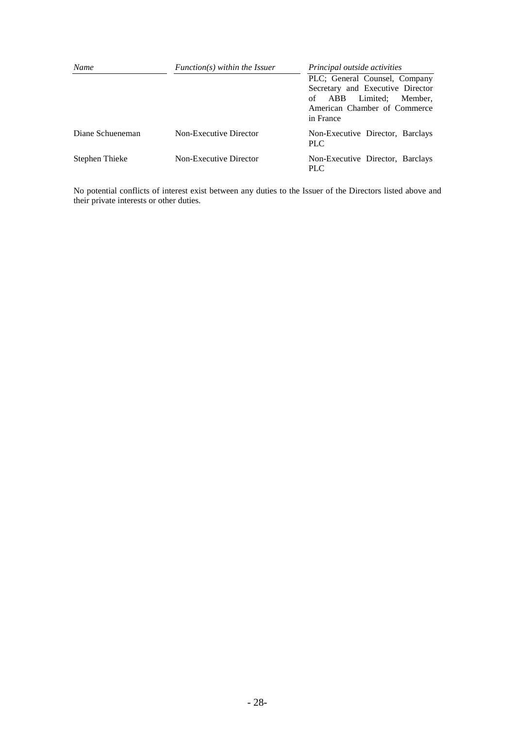| *Name* | *Function(s) within the Issuer* | *Principal outside activities* |
| --- | --- | --- |
| | | PLC; General Counsel, Company Secretary and Executive Director of ABB Limited; Member, American Chamber of Commerce in France |
| Diane Schueneman | Non-Executive Director | Non-Executive Director, Barclays PLC |
| Stephen Thieke | Non-Executive Director | Non-Executive Director, Barclays PLC |

No potential conflicts of interest exist between any duties to the Issuer of the Directors listed above and their private interests or other duties.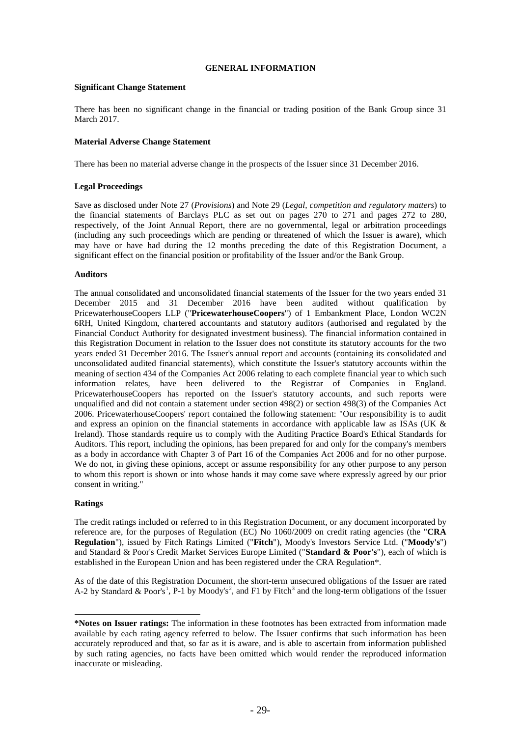## GENERAL INFORMATION

### Significant Change Statement

There has been no significant change in the financial or trading position of the Bank Group since 31 March 2017.

### Material Adverse Change Statement

There has been no material adverse change in the prospects of the Issuer since 31 December 2016.

### Legal Proceedings

Save as disclosed under Note 27 (*Provisions*) and Note 29 (*Legal, competition and regulatory matters*) to the financial statements of Barclays PLC as set out on pages 270 to 271 and pages 272 to 280, respectively, of the Joint Annual Report, there are no governmental, legal or arbitration proceedings (including any such proceedings which are pending or threatened of which the Issuer is aware), which may have or have had during the 12 months preceding the date of this Registration Document, a significant effect on the financial position or profitability of the Issuer and/or the Bank Group.

### Auditors

The annual consolidated and unconsolidated financial statements of the Issuer for the two years ended 31 December 2015 and 31 December 2016 have been audited without qualification by PricewaterhouseCoopers LLP ("**PricewaterhouseCoopers**") of 1 Embankment Place, London WC2N 6RH, United Kingdom, chartered accountants and statutory auditors (authorised and regulated by the Financial Conduct Authority for designated investment business). The financial information contained in this Registration Document in relation to the Issuer does not constitute its statutory accounts for the two years ended 31 December 2016. The Issuer's annual report and accounts (containing its consolidated and unconsolidated audited financial statements), which constitute the Issuer's statutory accounts within the meaning of section 434 of the Companies Act 2006 relating to each complete financial year to which such information relates, have been delivered to the Registrar of Companies in England. PricewaterhouseCoopers has reported on the Issuer's statutory accounts, and such reports were unqualified and did not contain a statement under section 498(2) or section 498(3) of the Companies Act 2006. PricewaterhouseCoopers' report contained the following statement: "Our responsibility is to audit and express an opinion on the financial statements in accordance with applicable law as ISAs (UK & Ireland). Those standards require us to comply with the Auditing Practice Board's Ethical Standards for Auditors. This report, including the opinions, has been prepared for and only for the company's members as a body in accordance with Chapter 3 of Part 16 of the Companies Act 2006 and for no other purpose. We do not, in giving these opinions, accept or assume responsibility for any other purpose to any person to whom this report is shown or into whose hands it may come save where expressly agreed by our prior consent in writing."

### Ratings

The credit ratings included or referred to in this Registration Document, or any document incorporated by reference are, for the purposes of Regulation (EC) No 1060/2009 on credit rating agencies (the "**CRA Regulation**"), issued by Fitch Ratings Limited ("**Fitch**"), Moody's Investors Service Ltd. ("**Moody's**") and Standard & Poor's Credit Market Services Europe Limited ("**Standard & Poor's**"), each of which is established in the European Union and has been registered under the CRA Regulation*.

As of the date of this Registration Document, the short-term unsecured obligations of the Issuer are rated A-2 by Standard & Poor's[1], P-1 by Moody's[2], and F1 by Fitch[3] and the long-term obligations of the Issuer

---

**\*Notes on Issuer ratings:** The information in these footnotes has been extracted from information made available by each rating agency referred to below. The Issuer confirms that such information has been accurately reproduced and that, so far as it is aware, and is able to ascertain from information published by such rating agencies, no facts have been omitted which would render the reproduced information inaccurate or misleading.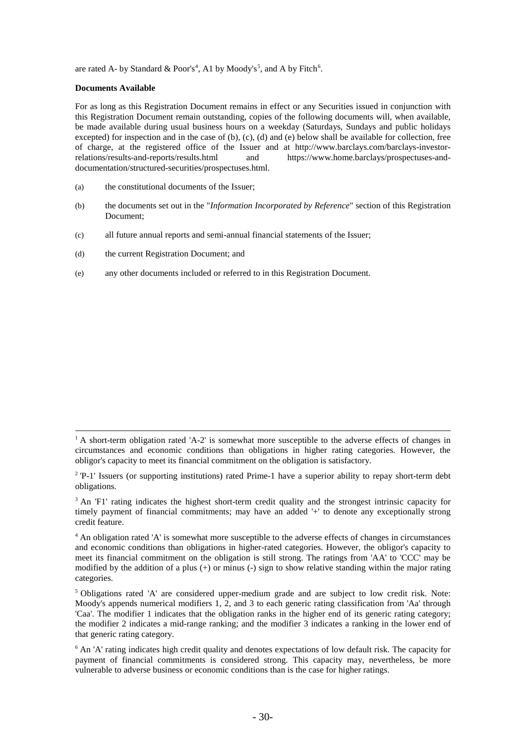are rated A- by Standard & Poor's[4], A1 by Moody's[5], and A by Fitch[6].

**Documents Available**

For as long as this Registration Document remains in effect or any Securities issued in conjunction with this Registration Document remain outstanding, copies of the following documents will, when available, be made available during usual business hours on a weekday (Saturdays, Sundays and public holidays excepted) for inspection and in the case of (b), (c), (d) and (e) below shall be available for collection, free of charge, at the registered office of the Issuer and at http://www.barclays.com/barclays-investor-relations/results-and-reports/results.html and https://www.home.barclays/prospectuses-and-documentation/structured-securities/prospectuses.html.

(a) the constitutional documents of the Issuer;

(b) the documents set out in the "*Information Incorporated by Reference*" section of this Registration Document;

(c) all future annual reports and semi-annual financial statements of the Issuer;

(d) the current Registration Document; and

(e) any other documents included or referred to in this Registration Document.

---

[1] A short-term obligation rated 'A-2' is somewhat more susceptible to the adverse effects of changes in circumstances and economic conditions than obligations in higher rating categories. However, the obligor's capacity to meet its financial commitment on the obligation is satisfactory.

[2] 'P-1' Issuers (or supporting institutions) rated Prime-1 have a superior ability to repay short-term debt obligations.

[3] An 'F1' rating indicates the highest short-term credit quality and the strongest intrinsic capacity for timely payment of financial commitments; may have an added '+' to denote any exceptionally strong credit feature.

[4] An obligation rated 'A' is somewhat more susceptible to the adverse effects of changes in circumstances and economic conditions than obligations in higher-rated categories. However, the obligor's capacity to meet its financial commitment on the obligation is still strong. The ratings from 'AA' to 'CCC' may be modified by the addition of a plus (+) or minus (-) sign to show relative standing within the major rating categories.

[5] Obligations rated 'A' are considered upper-medium grade and are subject to low credit risk. Note: Moody's appends numerical modifiers 1, 2, and 3 to each generic rating classification from 'Aa' through 'Caa'. The modifier 1 indicates that the obligation ranks in the higher end of its generic rating category; the modifier 2 indicates a mid-range ranking; and the modifier 3 indicates a ranking in the lower end of that generic rating category.

[6] An 'A' rating indicates high credit quality and denotes expectations of low default risk. The capacity for payment of financial commitments is considered strong. This capacity may, nevertheless, be more vulnerable to adverse business or economic conditions than is the case for higher ratings.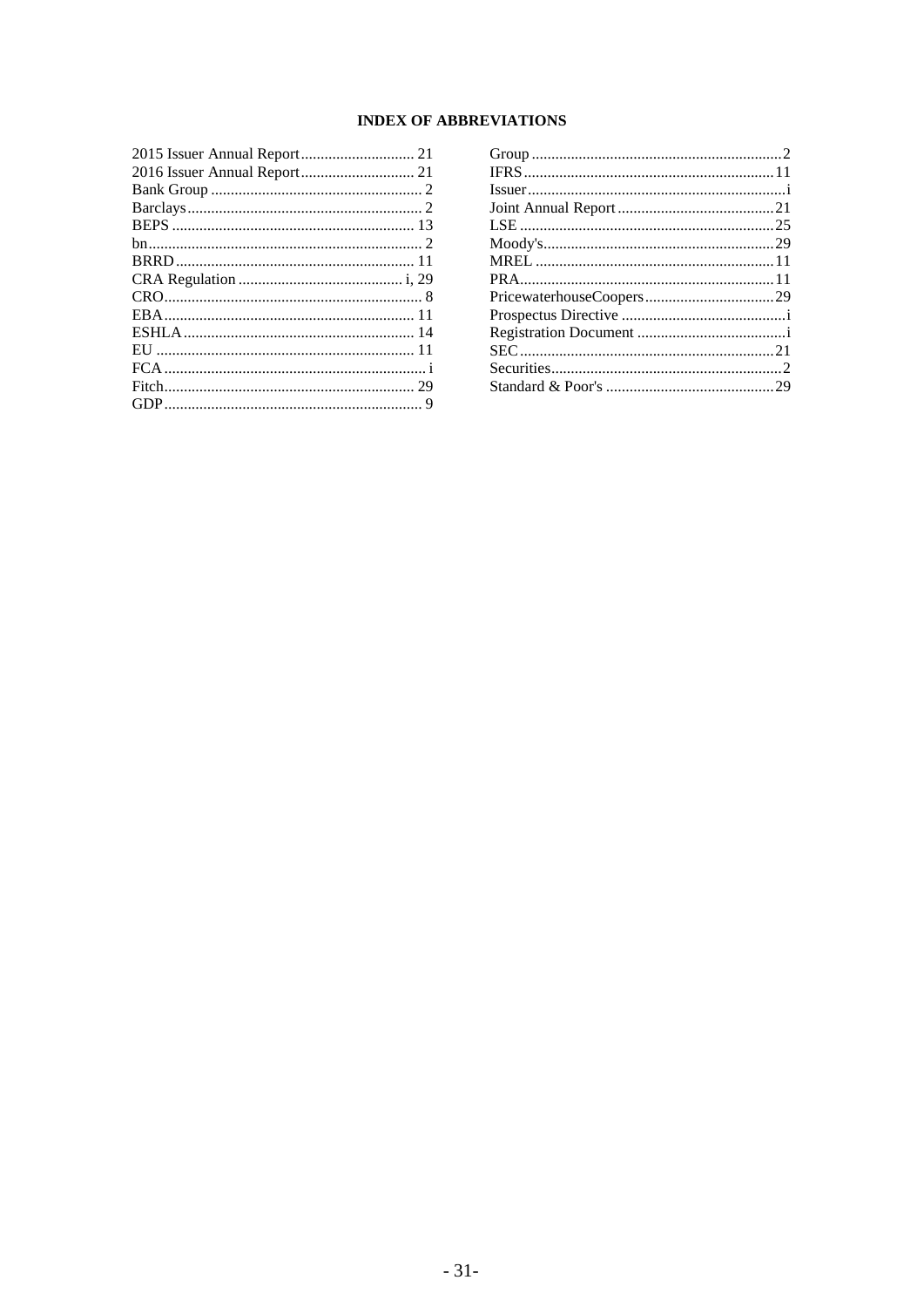## INDEX OF ABBREVIATIONS

2015 Issuer Annual Report............................. 21
2016 Issuer Annual Report............................. 21
Bank Group ...................................................... 2
Barclays............................................................ 2
BEPS .............................................................. 13
bn...................................................................... 2
BRRD............................................................. 11
CRA Regulation .......................................... i, 29
CRO.................................................................. 8
EBA................................................................ 11
ESHLA........................................................... 14
EU .................................................................. 11
FCA .................................................................. i
Fitch................................................................ 29
GDP.................................................................. 9
Group ................................................................2
IFRS................................................................11
Issuer.................................................................i
Joint Annual Report........................................21
LSE .................................................................25
Moody's...........................................................29
MREL .............................................................11
PRA.................................................................11
PricewaterhouseCoopers.................................29
Prospectus Directive ..........................................i
Registration Document ......................................i
SEC .................................................................21
Securities...........................................................2
Standard & Poor's ...........................................29